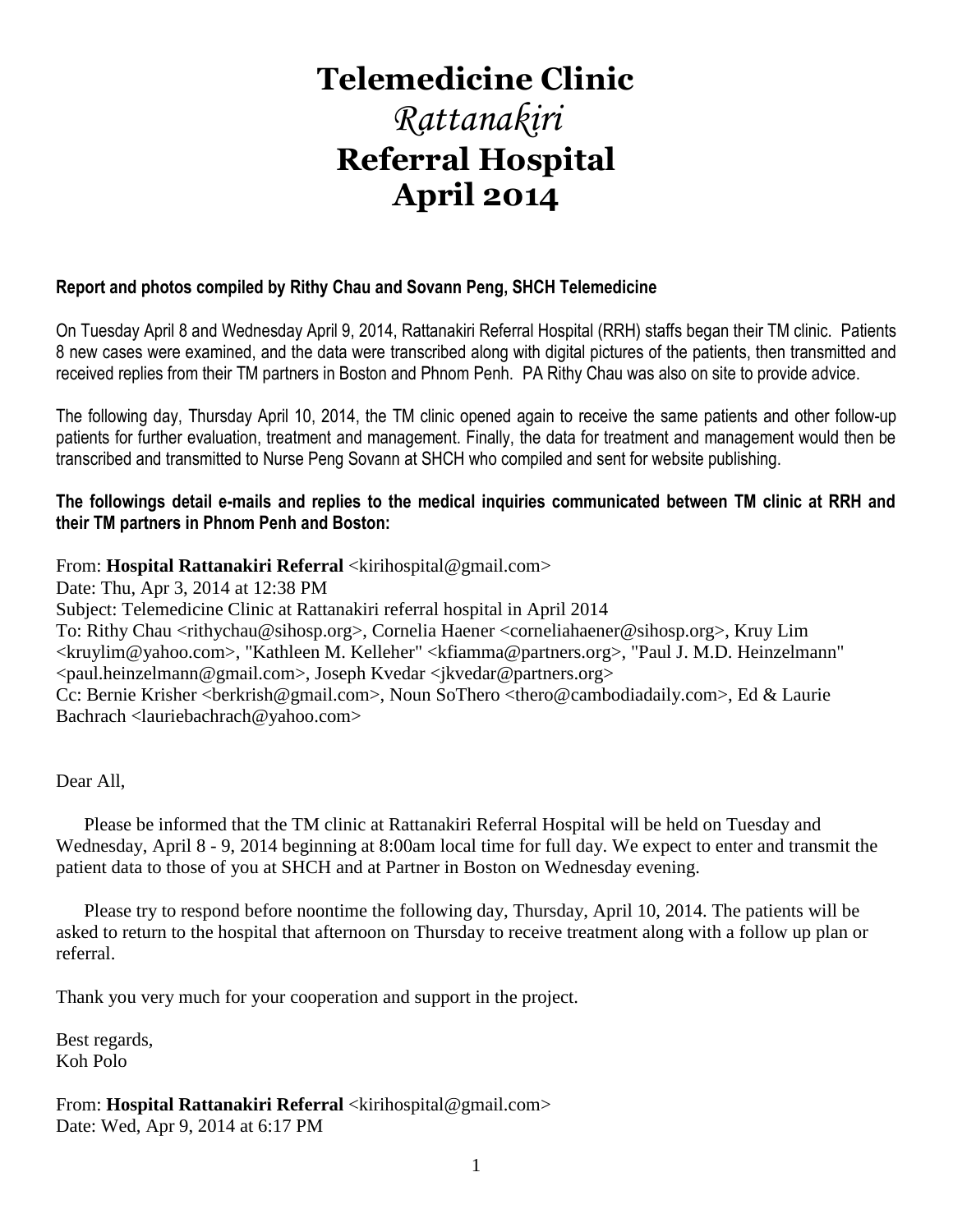# Telemedicine Clinic
# *Rattanakiri*
# Referral Hospital
# April 2014

**Report and photos compiled by Rithy Chau and Sovann Peng, SHCH Telemedicine**

On Tuesday April 8 and Wednesday April 9, 2014, Rattanakiri Referral Hospital (RRH) staffs began their TM clinic. Patients 8 new cases were examined, and the data were transcribed along with digital pictures of the patients, then transmitted and received replies from their TM partners in Boston and Phnom Penh. PA Rithy Chau was also on site to provide advice.

The following day, Thursday April 10, 2014, the TM clinic opened again to receive the same patients and other follow-up patients for further evaluation, treatment and management. Finally, the data for treatment and management would then be transcribed and transmitted to Nurse Peng Sovann at SHCH who compiled and sent for website publishing.

**The followings detail e-mails and replies to the medical inquiries communicated between TM clinic at RRH and their TM partners in Phnom Penh and Boston:**

From: **Hospital Rattanakiri Referral** <kirihospital@gmail.com>
Date: Thu, Apr 3, 2014 at 12:38 PM
Subject: Telemedicine Clinic at Rattanakiri referral hospital in April 2014
To: Rithy Chau <rithychau@sihosp.org>, Cornelia Haener <corneliahaener@sihosp.org>, Kruy Lim <kruylim@yahoo.com>, "Kathleen M. Kelleher" <kfiamma@partners.org>, "Paul J. M.D. Heinzelmann" <paul.heinzelmann@gmail.com>, Joseph Kvedar <jkvedar@partners.org>
Cc: Bernie Krisher <berkrish@gmail.com>, Noun SoThero <thero@cambodiadaily.com>, Ed & Laurie Bachrach <lauriebachrach@yahoo.com>

Dear All,

Please be informed that the TM clinic at Rattanakiri Referral Hospital will be held on Tuesday and Wednesday, April 8 - 9, 2014 beginning at 8:00am local time for full day. We expect to enter and transmit the patient data to those of you at SHCH and at Partner in Boston on Wednesday evening.

Please try to respond before noontime the following day, Thursday, April 10, 2014. The patients will be asked to return to the hospital that afternoon on Thursday to receive treatment along with a follow up plan or referral.

Thank you very much for your cooperation and support in the project.

Best regards,
Koh Polo

From: **Hospital Rattanakiri Referral** <kirihospital@gmail.com>
Date: Wed, Apr 9, 2014 at 6:17 PM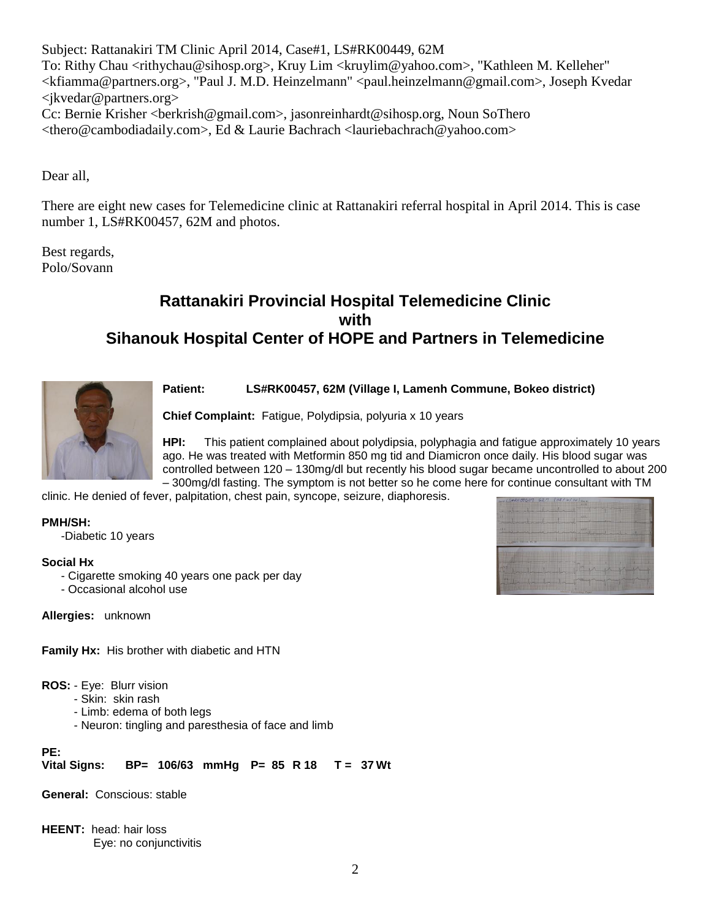Subject: Rattanakiri TM Clinic April 2014, Case#1, LS#RK00449, 62M
To: Rithy Chau <rithychau@sihosp.org>, Kruy Lim <kruylim@yahoo.com>, "Kathleen M. Kelleher" <kfiamma@partners.org>, "Paul J. M.D. Heinzelmann" <paul.heinzelmann@gmail.com>, Joseph Kvedar <jkvedar@partners.org>
Cc: Bernie Krisher <berkrish@gmail.com>, jasonreinhardt@sihosp.org, Noun SoThero <thero@cambodiadaily.com>, Ed & Laurie Bachrach <lauriebachrach@yahoo.com>

Dear all,

There are eight new cases for Telemedicine clinic at Rattanakiri referral hospital in April 2014. This is case number 1, LS#RK00457, 62M and photos.

Best regards,
Polo/Sovann

## Rattanakiri Provincial Hospital Telemedicine Clinic with Sihanouk Hospital Center of HOPE and Partners in Telemedicine

**Patient:** **LS#RK00457, 62M (Village I, Lamenh Commune, Bokeo district)**

**Chief Complaint:** Fatigue, Polydipsia, polyuria x 10 years

**HPI:** This patient complained about polydipsia, polyphagia and fatigue approximately 10 years ago. He was treated with Metformin 850 mg tid and Diamicron once daily. His blood sugar was controlled between 120 – 130mg/dl but recently his blood sugar became uncontrolled to about 200 – 300mg/dl fasting. The symptom is not better so he come here for continue consultant with TM clinic. He denied of fever, palpitation, chest pain, syncope, seizure, diaphoresis.

**PMH/SH:**

- -Diabetic 10 years

**Social Hx**

- Cigarette smoking 40 years one pack per day
- Occasional alcohol use

**Allergies:** unknown

**Family Hx:** His brother with diabetic and HTN

**ROS:** - Eye: Blurr vision
- Skin: skin rash
- Limb: edema of both legs
- Neuron: tingling and paresthesia of face and limb

**PE:**

**Vital Signs: BP= 106/63 mmHg P= 85 R 18 T = 37 Wt**

**General:** Conscious: stable

**HEENT:** head: hair loss
Eye: no conjunctivitis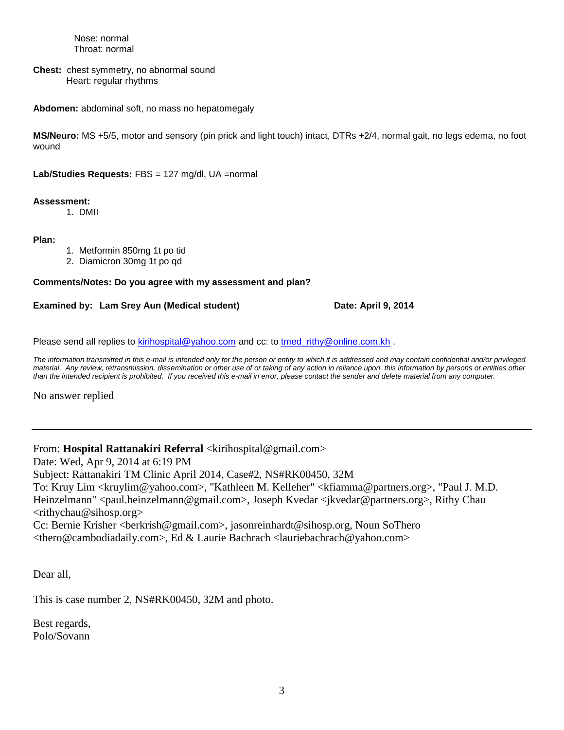Nose: normal
Throat: normal

**Chest:** chest symmetry, no abnormal sound
Heart: regular rhythms

**Abdomen:** abdominal soft, no mass no hepatomegaly

**MS/Neuro:** MS +5/5, motor and sensory (pin prick and light touch) intact, DTRs +2/4, normal gait, no legs edema, no foot wound

**Lab/Studies Requests:** FBS = 127 mg/dl, UA =normal

**Assessment:**

1. DMII

**Plan:**

1. Metformin 850mg 1t po tid
2. Diamicron 30mg 1t po qd

**Comments/Notes: Do you agree with my assessment and plan?**

**Examined by: Lam Srey Aun (Medical student)** **Date: April 9, 2014**

Please send all replies to kirihospital@yahoo.com and cc: to tmed_rithy@online.com.kh .

*The information transmitted in this e-mail is intended only for the person or entity to which it is addressed and may contain confidential and/or privileged material. Any review, retransmission, dissemination or other use of or taking of any action in reliance upon, this information by persons or entities other than the intended recipient is prohibited. If you received this e-mail in error, please contact the sender and delete material from any computer.*

No answer replied

---

From: **Hospital Rattanakiri Referral** <kirihospital@gmail.com>
Date: Wed, Apr 9, 2014 at 6:19 PM
Subject: Rattanakiri TM Clinic April 2014, Case#2, NS#RK00450, 32M
To: Kruy Lim <kruylim@yahoo.com>, "Kathleen M. Kelleher" <kfiamma@partners.org>, "Paul J. M.D. Heinzelmann" <paul.heinzelmann@gmail.com>, Joseph Kvedar <jkvedar@partners.org>, Rithy Chau <rithychau@sihosp.org>
Cc: Bernie Krisher <berkrish@gmail.com>, jasonreinhardt@sihosp.org, Noun SoThero <thero@cambodiadaily.com>, Ed & Laurie Bachrach <lauriebachrach@yahoo.com>

Dear all,

This is case number 2, NS#RK00450, 32M and photo.

Best regards,
Polo/Sovann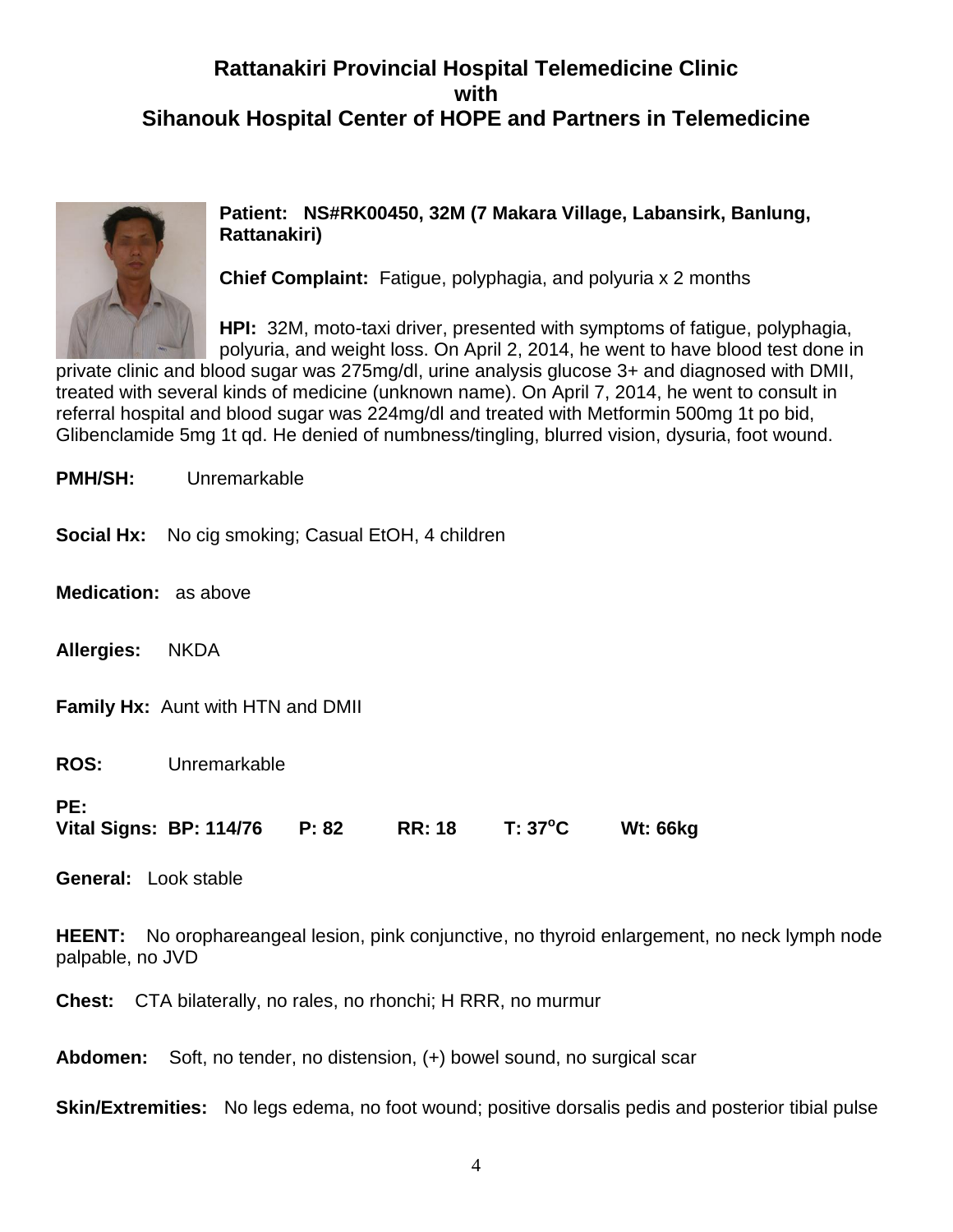# Rattanakiri Provincial Hospital Telemedicine Clinic with Sihanouk Hospital Center of HOPE and Partners in Telemedicine

**Patient: NS#RK00450, 32M (7 Makara Village, Labansirk, Banlung, Rattanakiri)**

**Chief Complaint:** Fatigue, polyphagia, and polyuria x 2 months

**HPI:** 32M, moto-taxi driver, presented with symptoms of fatigue, polyphagia, polyuria, and weight loss. On April 2, 2014, he went to have blood test done in private clinic and blood sugar was 275mg/dl, urine analysis glucose 3+ and diagnosed with DMII, treated with several kinds of medicine (unknown name). On April 7, 2014, he went to consult in referral hospital and blood sugar was 224mg/dl and treated with Metformin 500mg 1t po bid, Glibenclamide 5mg 1t qd. He denied of numbness/tingling, blurred vision, dysuria, foot wound.

**PMH/SH:** Unremarkable

**Social Hx:** No cig smoking; Casual EtOH, 4 children

**Medication:** as above

**Allergies:** NKDA

**Family Hx:** Aunt with HTN and DMII

**ROS:** Unremarkable

**PE:**
**Vital Signs: BP: 114/76 P: 82 RR: 18 T: 37°C Wt: 66kg**

**General:** Look stable

**HEENT:** No orophareangeal lesion, pink conjunctive, no thyroid enlargement, no neck lymph node palpable, no JVD

**Chest:** CTA bilaterally, no rales, no rhonchi; H RRR, no murmur

**Abdomen:** Soft, no tender, no distension, (+) bowel sound, no surgical scar

**Skin/Extremities:** No legs edema, no foot wound; positive dorsalis pedis and posterior tibial pulse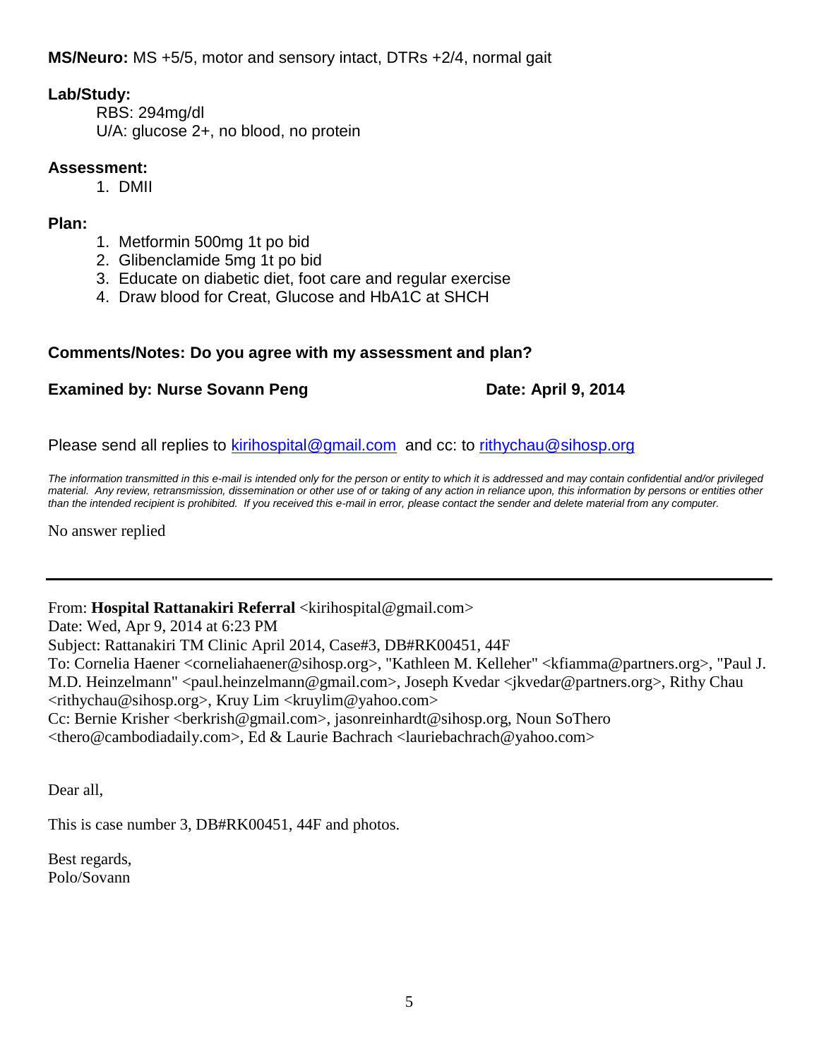**MS/Neuro:** MS +5/5, motor and sensory intact, DTRs +2/4, normal gait

**Lab/Study:**

RBS: 294mg/dl
U/A: glucose 2+, no blood, no protein

**Assessment:**

1. DMII

**Plan:**

1. Metformin 500mg 1t po bid
2. Glibenclamide 5mg 1t po bid
3. Educate on diabetic diet, foot care and regular exercise
4. Draw blood for Creat, Glucose and HbA1C at SHCH

**Comments/Notes: Do you agree with my assessment and plan?**

**Examined by: Nurse Sovann Peng** **Date: April 9, 2014**

Please send all replies to kirihospital@gmail.com and cc: to rithychau@sihosp.org

*The information transmitted in this e-mail is intended only for the person or entity to which it is addressed and may contain confidential and/or privileged material. Any review, retransmission, dissemination or other use of or taking of any action in reliance upon, this information by persons or entities other than the intended recipient is prohibited. If you received this e-mail in error, please contact the sender and delete material from any computer.*

No answer replied

---

From: **Hospital Rattanakiri Referral** <kirihospital@gmail.com>
Date: Wed, Apr 9, 2014 at 6:23 PM
Subject: Rattanakiri TM Clinic April 2014, Case#3, DB#RK00451, 44F
To: Cornelia Haener <corneliahaener@sihosp.org>, "Kathleen M. Kelleher" <kfiamma@partners.org>, "Paul J. M.D. Heinzelmann" <paul.heinzelmann@gmail.com>, Joseph Kvedar <jkvedar@partners.org>, Rithy Chau <rithychau@sihosp.org>, Kruy Lim <kruylim@yahoo.com>
Cc: Bernie Krisher <berkrish@gmail.com>, jasonreinhardt@sihosp.org, Noun SoThero <thero@cambodiadaily.com>, Ed & Laurie Bachrach <lauriebachrach@yahoo.com>

Dear all,

This is case number 3, DB#RK00451, 44F and photos.

Best regards,
Polo/Sovann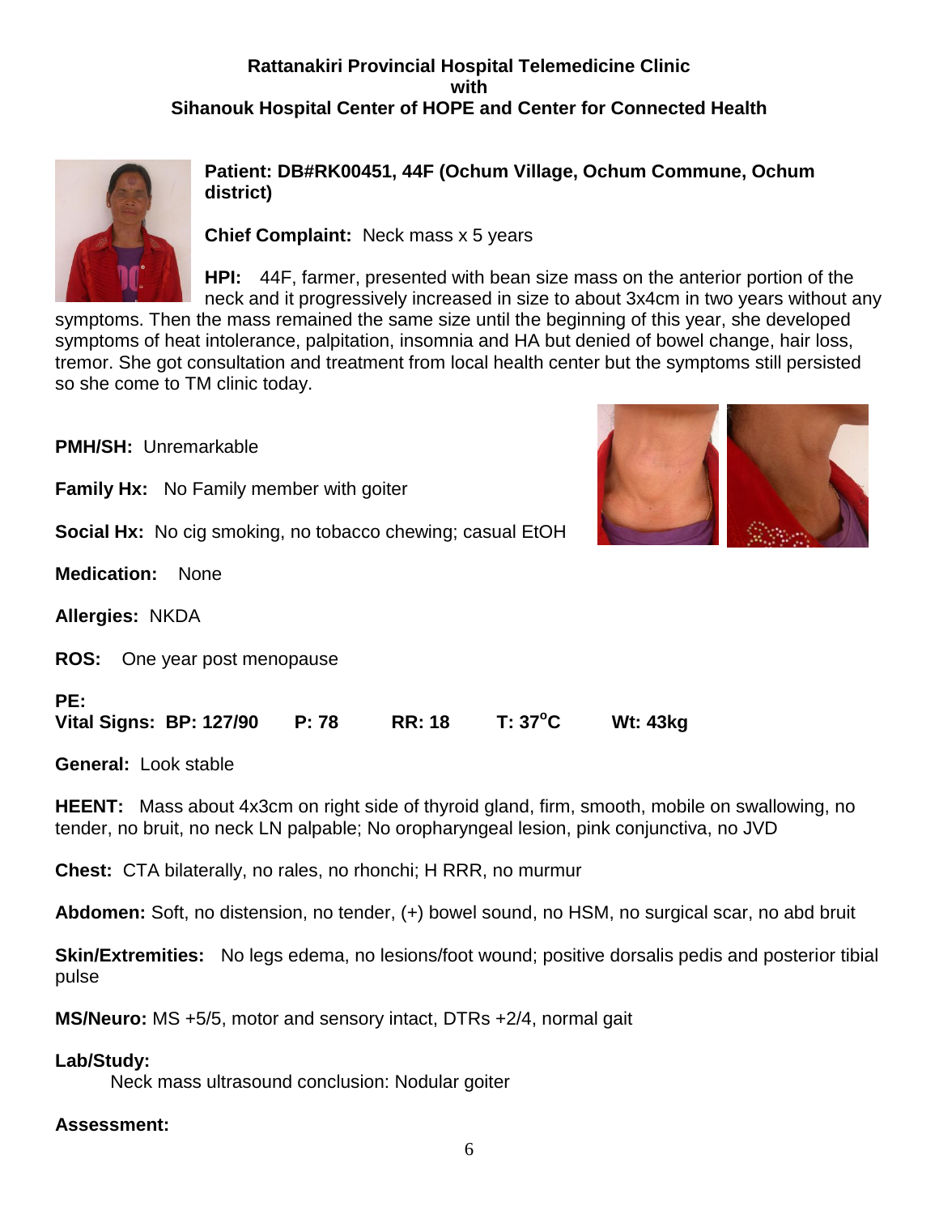**Rattanakiri Provincial Hospital Telemedicine Clinic**
**with**
**Sihanouk Hospital Center of HOPE and Center for Connected Health**

**Patient: DB#RK00451, 44F (Ochum Village, Ochum Commune, Ochum district)**

**Chief Complaint:** Neck mass x 5 years

**HPI:** 44F, farmer, presented with bean size mass on the anterior portion of the neck and it progressively increased in size to about 3x4cm in two years without any symptoms. Then the mass remained the same size until the beginning of this year, she developed symptoms of heat intolerance, palpitation, insomnia and HA but denied of bowel change, hair loss, tremor. She got consultation and treatment from local health center but the symptoms still persisted so she come to TM clinic today.

**PMH/SH:** Unremarkable

**Family Hx:** No Family member with goiter

**Social Hx:** No cig smoking, no tobacco chewing; casual EtOH

**Medication:** None

**Allergies:** NKDA

**ROS:** One year post menopause

**PE:**
**Vital Signs: BP: 127/90 P: 78 RR: 18 T: 37°C Wt: 43kg**

**General:** Look stable

**HEENT:** Mass about 4x3cm on right side of thyroid gland, firm, smooth, mobile on swallowing, no tender, no bruit, no neck LN palpable; No oropharyngeal lesion, pink conjunctiva, no JVD

**Chest:** CTA bilaterally, no rales, no rhonchi; H RRR, no murmur

**Abdomen:** Soft, no distension, no tender, (+) bowel sound, no HSM, no surgical scar, no abd bruit

**Skin/Extremities:** No legs edema, no lesions/foot wound; positive dorsalis pedis and posterior tibial pulse

**MS/Neuro:** MS +5/5, motor and sensory intact, DTRs +2/4, normal gait

**Lab/Study:**
Neck mass ultrasound conclusion: Nodular goiter

**Assessment:**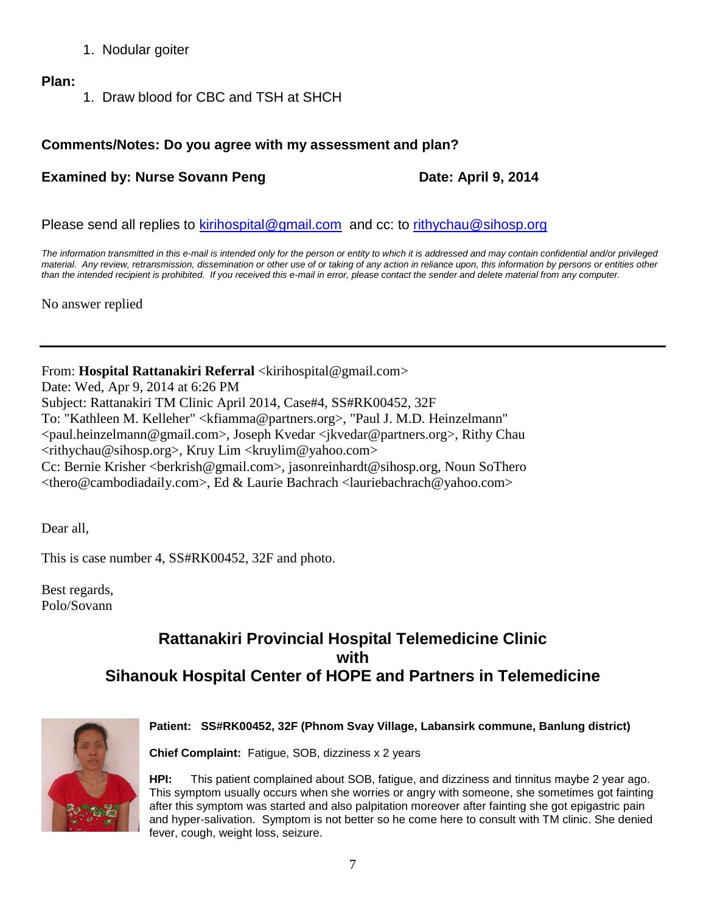1. Nodular goiter

**Plan:**

1. Draw blood for CBC and TSH at SHCH

**Comments/Notes: Do you agree with my assessment and plan?**

**Examined by: Nurse Sovann Peng** **Date: April 9, 2014**

Please send all replies to kirihospital@gmail.com and cc: to rithychau@sihosp.org

*The information transmitted in this e-mail is intended only for the person or entity to which it is addressed and may contain confidential and/or privileged material. Any review, retransmission, dissemination or other use of or taking of any action in reliance upon, this information by persons or entities other than the intended recipient is prohibited. If you received this e-mail in error, please contact the sender and delete material from any computer.*

No answer replied

---

From: **Hospital Rattanakiri Referral** <kirihospital@gmail.com>
Date: Wed, Apr 9, 2014 at 6:26 PM
Subject: Rattanakiri TM Clinic April 2014, Case#4, SS#RK00452, 32F
To: "Kathleen M. Kelleher" <kfiamma@partners.org>, "Paul J. M.D. Heinzelmann" <paul.heinzelmann@gmail.com>, Joseph Kvedar <jkvedar@partners.org>, Rithy Chau <rithychau@sihosp.org>, Kruy Lim <kruylim@yahoo.com>
Cc: Bernie Krisher <berkrish@gmail.com>, jasonreinhardt@sihosp.org, Noun SoThero <thero@cambodiadaily.com>, Ed & Laurie Bachrach <lauriebachrach@yahoo.com>

Dear all,

This is case number 4, SS#RK00452, 32F and photo.

Best regards,
Polo/Sovann

## Rattanakiri Provincial Hospital Telemedicine Clinic with Sihanouk Hospital Center of HOPE and Partners in Telemedicine

**Patient: SS#RK00452, 32F (Phnom Svay Village, Labansirk commune, Banlung district)**

**Chief Complaint:** Fatigue, SOB, dizziness x 2 years

**HPI:** This patient complained about SOB, fatigue, and dizziness and tinnitus maybe 2 year ago. This symptom usually occurs when she worries or angry with someone, she sometimes got fainting after this symptom was started and also palpitation moreover after fainting she got epigastric pain and hyper-salivation. Symptom is not better so he come here to consult with TM clinic. She denied fever, cough, weight loss, seizure.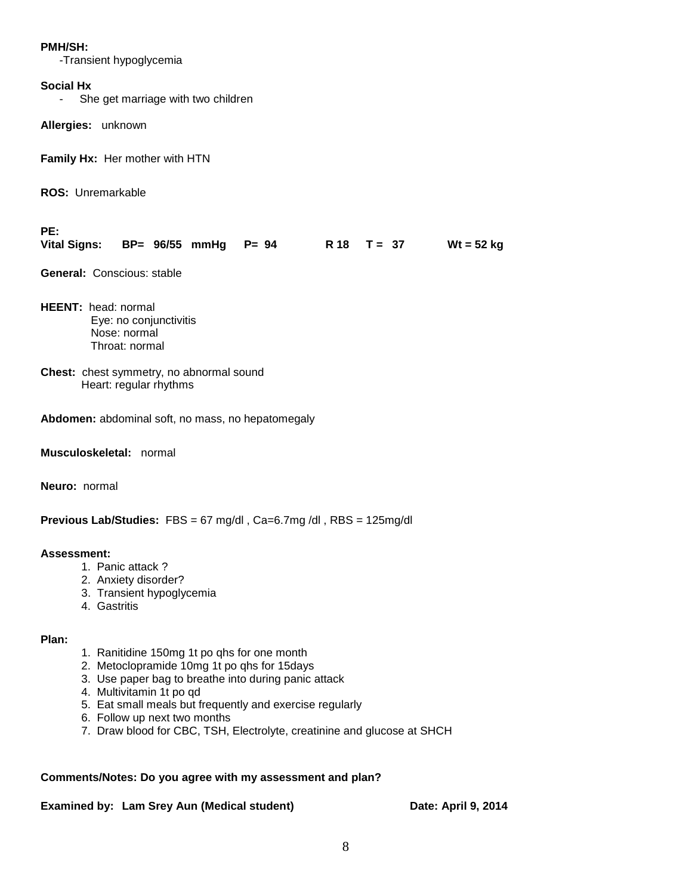**PMH/SH:**
-Transient hypoglycemia

**Social Hx**
- She get marriage with two children

**Allergies:** unknown

**Family Hx:** Her mother with HTN

**ROS:** Unremarkable

**PE:**
**Vital Signs: BP= 96/55 mmHg P= 94 R 18 T = 37 Wt = 52 kg**

**General:** Conscious: stable

**HEENT:** head: normal
Eye: no conjunctivitis
Nose: normal
Throat: normal

**Chest:** chest symmetry, no abnormal sound
Heart: regular rhythms

**Abdomen:** abdominal soft, no mass, no hepatomegaly

**Musculoskeletal:** normal

**Neuro:** normal

**Previous Lab/Studies:** FBS = 67 mg/dl , Ca=6.7mg /dl , RBS = 125mg/dl

**Assessment:**
1. Panic attack ?
2. Anxiety disorder?
3. Transient hypoglycemia
4. Gastritis

**Plan:**
1. Ranitidine 150mg 1t po qhs for one month
2. Metoclopramide 10mg 1t po qhs for 15days
3. Use paper bag to breathe into during panic attack
4. Multivitamin 1t po qd
5. Eat small meals but frequently and exercise regularly
6. Follow up next two months
7. Draw blood for CBC, TSH, Electrolyte, creatinine and glucose at SHCH

**Comments/Notes: Do you agree with my assessment and plan?**

**Examined by: Lam Srey Aun (Medical student) Date: April 9, 2014**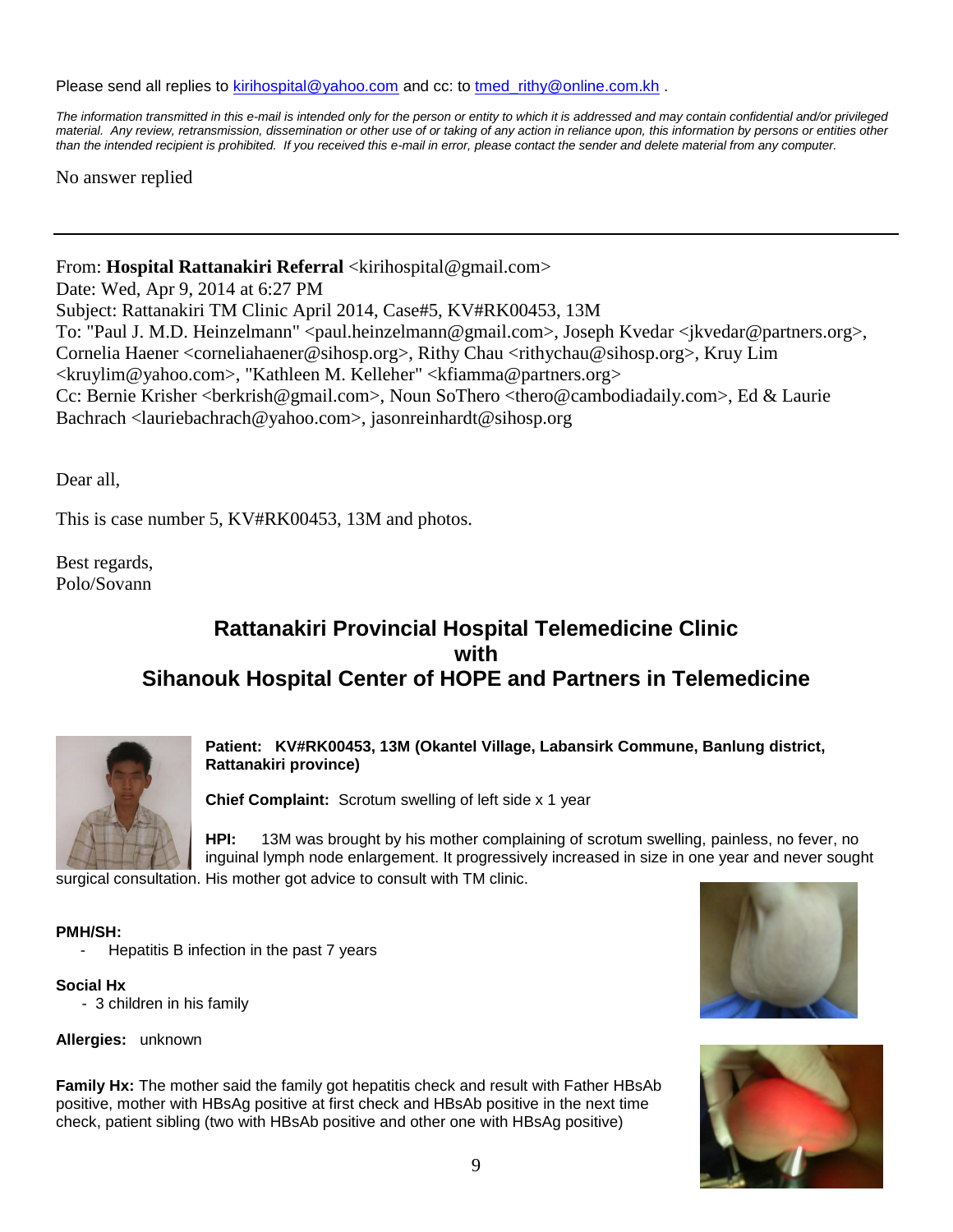Please send all replies to kirihospital@yahoo.com and cc: to tmed_rithy@online.com.kh .

*The information transmitted in this e-mail is intended only for the person or entity to which it is addressed and may contain confidential and/or privileged material. Any review, retransmission, dissemination or other use of or taking of any action in reliance upon, this information by persons or entities other than the intended recipient is prohibited. If you received this e-mail in error, please contact the sender and delete material from any computer.*

No answer replied

---

From: **Hospital Rattanakiri Referral** <kirihospital@gmail.com>
Date: Wed, Apr 9, 2014 at 6:27 PM
Subject: Rattanakiri TM Clinic April 2014, Case#5, KV#RK00453, 13M
To: "Paul J. M.D. Heinzelmann" <paul.heinzelmann@gmail.com>, Joseph Kvedar <jkvedar@partners.org>, Cornelia Haener <corneliahaener@sihosp.org>, Rithy Chau <rithychau@sihosp.org>, Kruy Lim <kruylim@yahoo.com>, "Kathleen M. Kelleher" <kfiamma@partners.org>
Cc: Bernie Krisher <berkrish@gmail.com>, Noun SoThero <thero@cambodiadaily.com>, Ed & Laurie Bachrach <lauriebachrach@yahoo.com>, jasonreinhardt@sihosp.org

Dear all,

This is case number 5, KV#RK00453, 13M and photos.

Best regards,
Polo/Sovann

## Rattanakiri Provincial Hospital Telemedicine Clinic with Sihanouk Hospital Center of HOPE and Partners in Telemedicine

**Patient: KV#RK00453, 13M (Okantel Village, Labansirk Commune, Banlung district, Rattanakiri province)**

**Chief Complaint:** Scrotum swelling of left side x 1 year

**HPI:** 13M was brought by his mother complaining of scrotum swelling, painless, no fever, no inguinal lymph node enlargement. It progressively increased in size in one year and never sought surgical consultation. His mother got advice to consult with TM clinic.

**PMH/SH:**

- Hepatitis B infection in the past 7 years

**Social Hx**

- 3 children in his family

**Allergies:** unknown

**Family Hx:** The mother said the family got hepatitis check and result with Father HBsAb positive, mother with HBsAg positive at first check and HBsAb positive in the next time check, patient sibling (two with HBsAb positive and other one with HBsAg positive)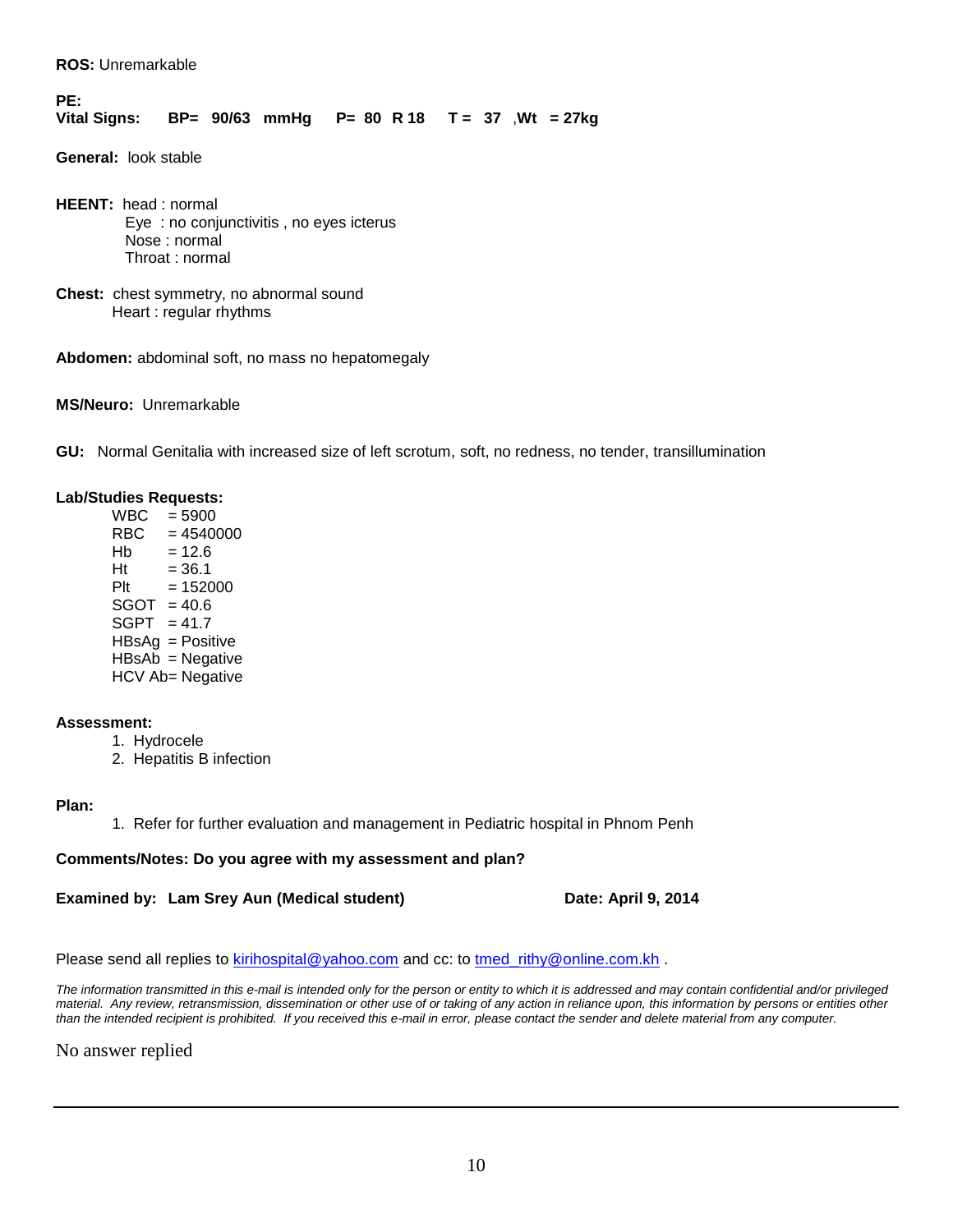**ROS:** Unremarkable

**PE:**
**Vital Signs: BP= 90/63 mmHg P= 80 R 18 T = 37 ,Wt = 27kg**

**General:** look stable

**HEENT:** head : normal
Eye : no conjunctivitis , no eyes icterus
Nose : normal
Throat : normal

**Chest:** chest symmetry, no abnormal sound
Heart : regular rhythms

**Abdomen:** abdominal soft, no mass no hepatomegaly

**MS/Neuro:** Unremarkable

**GU:** Normal Genitalia with increased size of left scrotum, soft, no redness, no tender, transillumination

**Lab/Studies Requests:**

WBC = 5900
RBC = 4540000
Hb = 12.6
Ht = 36.1
Plt = 152000
SGOT = 40.6
SGPT = 41.7
HBsAg = Positive
HBsAb = Negative
HCV Ab= Negative

**Assessment:**

1. Hydrocele
2. Hepatitis B infection

**Plan:**

1. Refer for further evaluation and management in Pediatric hospital in Phnom Penh

**Comments/Notes: Do you agree with my assessment and plan?**

**Examined by: Lam Srey Aun (Medical student) Date: April 9, 2014**

Please send all replies to kirihospital@yahoo.com and cc: to tmed_rithy@online.com.kh .

*The information transmitted in this e-mail is intended only for the person or entity to which it is addressed and may contain confidential and/or privileged material. Any review, retransmission, dissemination or other use of or taking of any action in reliance upon, this information by persons or entities other than the intended recipient is prohibited. If you received this e-mail in error, please contact the sender and delete material from any computer.*

No answer replied

---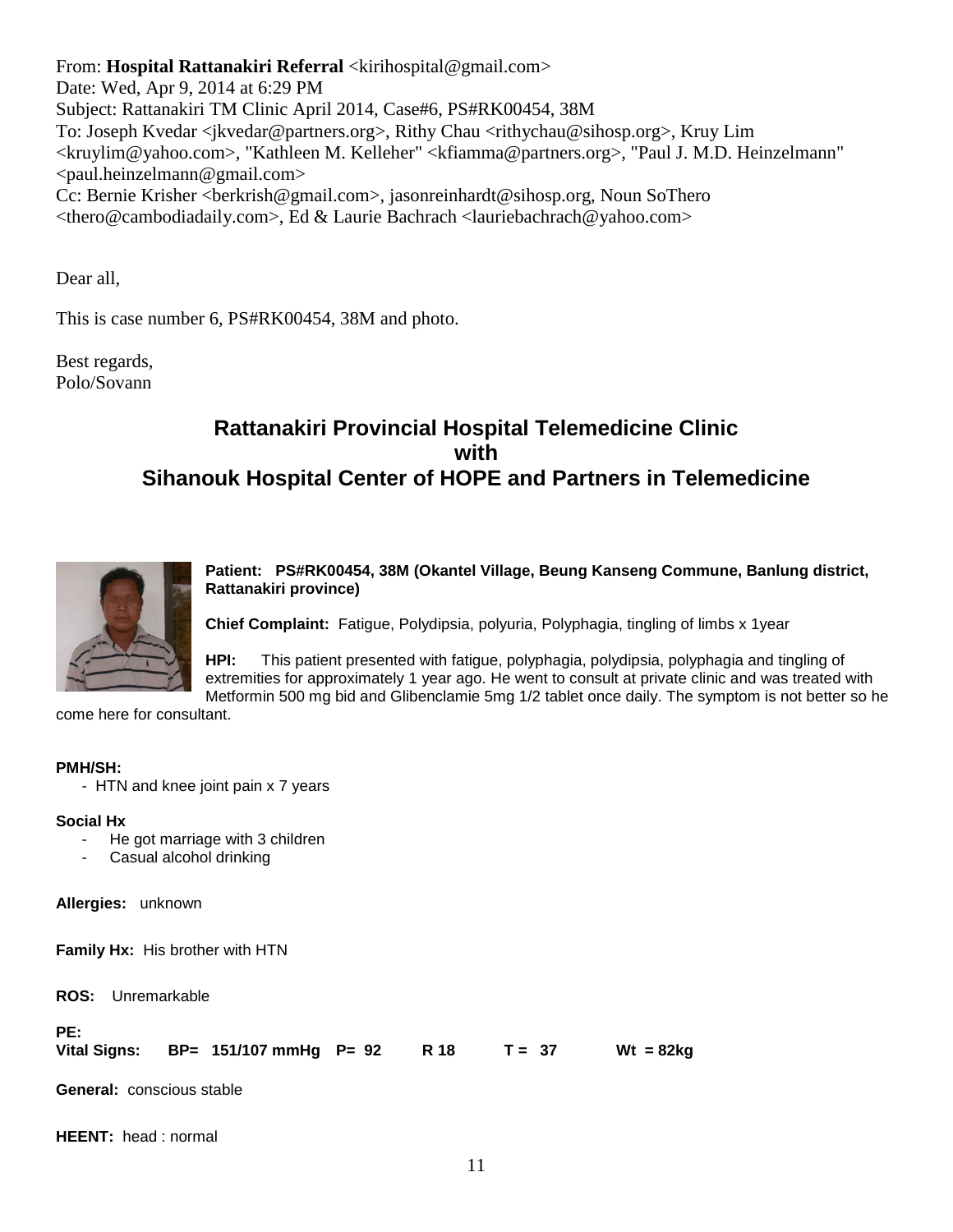From: **Hospital Rattanakiri Referral** <kirihospital@gmail.com>
Date: Wed, Apr 9, 2014 at 6:29 PM
Subject: Rattanakiri TM Clinic April 2014, Case#6, PS#RK00454, 38M
To: Joseph Kvedar <jkvedar@partners.org>, Rithy Chau <rithychau@sihosp.org>, Kruy Lim <kruylim@yahoo.com>, "Kathleen M. Kelleher" <kfiamma@partners.org>, "Paul J. M.D. Heinzelmann" <paul.heinzelmann@gmail.com>
Cc: Bernie Krisher <berkrish@gmail.com>, jasonreinhardt@sihosp.org, Noun SoThero <thero@cambodiadaily.com>, Ed & Laurie Bachrach <lauriebachrach@yahoo.com>

Dear all,

This is case number 6, PS#RK00454, 38M and photo.

Best regards,
Polo/Sovann

## Rattanakiri Provincial Hospital Telemedicine Clinic with Sihanouk Hospital Center of HOPE and Partners in Telemedicine

**Patient: PS#RK00454, 38M (Okantel Village, Beung Kanseng Commune, Banlung district, Rattanakiri province)**

**Chief Complaint:** Fatigue, Polydipsia, polyuria, Polyphagia, tingling of limbs x 1year

**HPI:** This patient presented with fatigue, polyphagia, polydipsia, polyphagia and tingling of extremities for approximately 1 year ago. He went to consult at private clinic and was treated with Metformin 500 mg bid and Glibenclamie 5mg 1/2 tablet once daily. The symptom is not better so he come here for consultant.

**PMH/SH:**

- HTN and knee joint pain x 7 years

**Social Hx**

- He got marriage with 3 children
- Casual alcohol drinking

**Allergies:** unknown

**Family Hx:** His brother with HTN

**ROS:** Unremarkable

**PE:**

**Vital Signs: BP= 151/107 mmHg P= 92 R 18 T = 37 Wt = 82kg**

**General:** conscious stable

**HEENT:** head : normal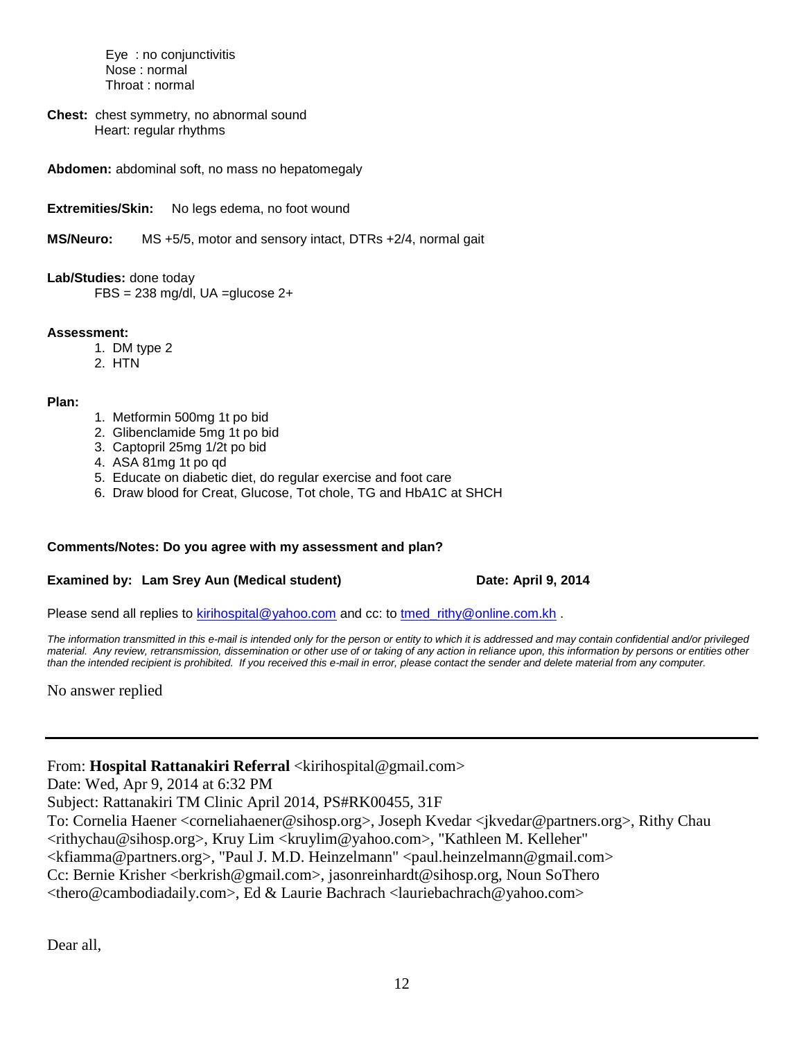Eye : no conjunctivitis
Nose : normal
Throat : normal

**Chest:** chest symmetry, no abnormal sound
Heart: regular rhythms

**Abdomen:** abdominal soft, no mass no hepatomegaly

**Extremities/Skin:** No legs edema, no foot wound

**MS/Neuro:** MS +5/5, motor and sensory intact, DTRs +2/4, normal gait

**Lab/Studies:** done today
FBS = 238 mg/dl, UA =glucose 2+

**Assessment:**

1. DM type 2
2. HTN

**Plan:**

1. Metformin 500mg 1t po bid
2. Glibenclamide 5mg 1t po bid
3. Captopril 25mg 1/2t po bid
4. ASA 81mg 1t po qd
5. Educate on diabetic diet, do regular exercise and foot care
6. Draw blood for Creat, Glucose, Tot chole, TG and HbA1C at SHCH

**Comments/Notes: Do you agree with my assessment and plan?**

**Examined by: Lam Srey Aun (Medical student)** **Date: April 9, 2014**

Please send all replies to kirihospital@yahoo.com and cc: to tmed_rithy@online.com.kh .

*The information transmitted in this e-mail is intended only for the person or entity to which it is addressed and may contain confidential and/or privileged material. Any review, retransmission, dissemination or other use of or taking of any action in reliance upon, this information by persons or entities other than the intended recipient is prohibited. If you received this e-mail in error, please contact the sender and delete material from any computer.*

No answer replied

---

From: **Hospital Rattanakiri Referral** <kirihospital@gmail.com>
Date: Wed, Apr 9, 2014 at 6:32 PM
Subject: Rattanakiri TM Clinic April 2014, PS#RK00455, 31F
To: Cornelia Haener <corneliahaener@sihosp.org>, Joseph Kvedar <jkvedar@partners.org>, Rithy Chau <rithychau@sihosp.org>, Kruy Lim <kruylim@yahoo.com>, "Kathleen M. Kelleher" <kfiamma@partners.org>, "Paul J. M.D. Heinzelmann" <paul.heinzelmann@gmail.com>
Cc: Bernie Krisher <berkrish@gmail.com>, jasonreinhardt@sihosp.org, Noun SoThero <thero@cambodiadaily.com>, Ed & Laurie Bachrach <lauriebachrach@yahoo.com>

Dear all,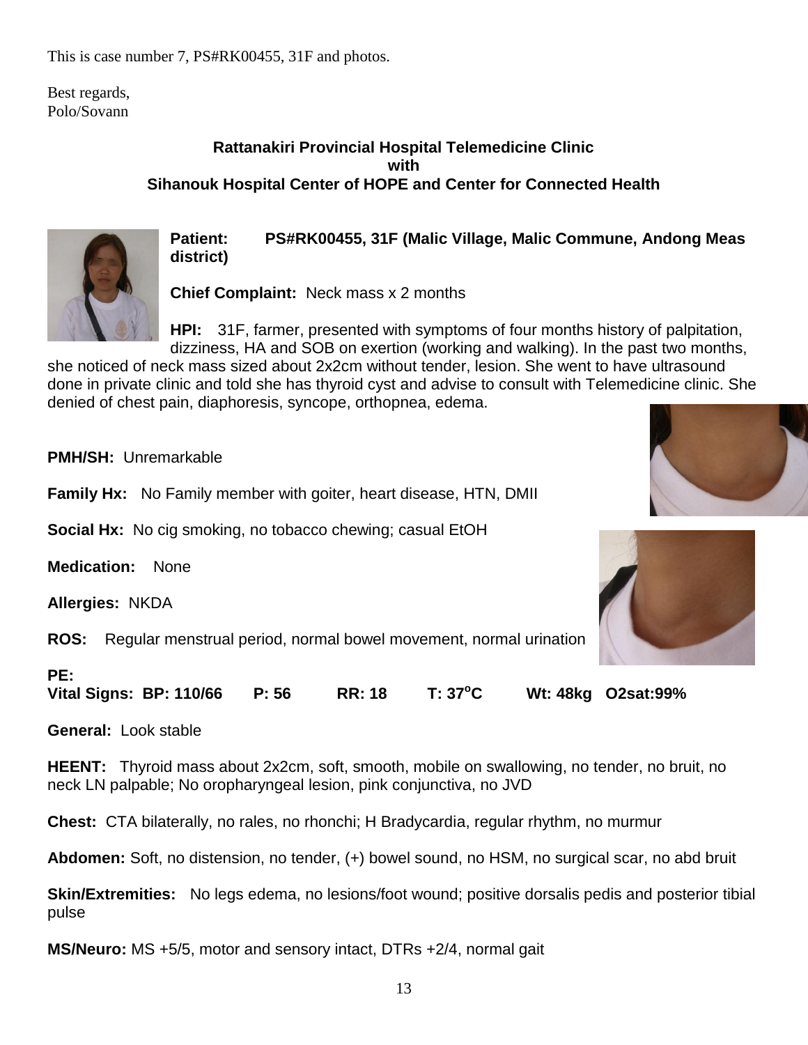This is case number 7, PS#RK00455, 31F and photos.

Best regards,
Polo/Sovann

**Rattanakiri Provincial Hospital Telemedicine Clinic**
**with**
**Sihanouk Hospital Center of HOPE and Center for Connected Health**

**Patient:** PS#RK00455, 31F (Malic Village, Malic Commune, Andong Meas district)

**Chief Complaint:** Neck mass x 2 months

**HPI:** 31F, farmer, presented with symptoms of four months history of palpitation, dizziness, HA and SOB on exertion (working and walking). In the past two months, she noticed of neck mass sized about 2x2cm without tender, lesion. She went to have ultrasound done in private clinic and told she has thyroid cyst and advise to consult with Telemedicine clinic. She denied of chest pain, diaphoresis, syncope, orthopnea, edema.

**PMH/SH:** Unremarkable

**Family Hx:** No Family member with goiter, heart disease, HTN, DMII

**Social Hx:** No cig smoking, no tobacco chewing; casual EtOH

**Medication:** None

**Allergies:** NKDA

**ROS:** Regular menstrual period, normal bowel movement, normal urination

**PE:**
**Vital Signs: BP: 110/66 P: 56 RR: 18 T: 37$^{o}$C Wt: 48kg O2sat:99%**

**General:** Look stable

**HEENT:** Thyroid mass about 2x2cm, soft, smooth, mobile on swallowing, no tender, no bruit, no neck LN palpable; No oropharyngeal lesion, pink conjunctiva, no JVD

**Chest:** CTA bilaterally, no rales, no rhonchi; H Bradycardia, regular rhythm, no murmur

**Abdomen:** Soft, no distension, no tender, (+) bowel sound, no HSM, no surgical scar, no abd bruit

**Skin/Extremities:** No legs edema, no lesions/foot wound; positive dorsalis pedis and posterior tibial pulse

**MS/Neuro:** MS +5/5, motor and sensory intact, DTRs +2/4, normal gait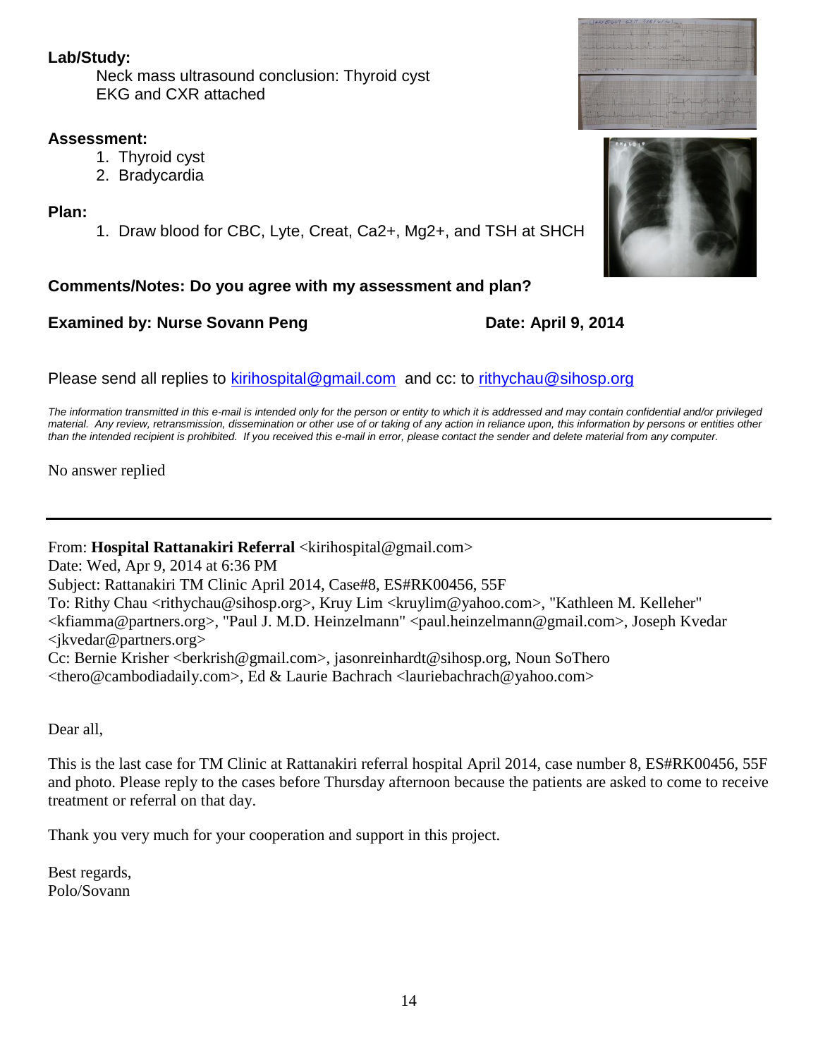**Lab/Study:**

Neck mass ultrasound conclusion: Thyroid cyst
EKG and CXR attached

**Assessment:**

1. Thyroid cyst
2. Bradycardia

**Plan:**

1. Draw blood for CBC, Lyte, Creat, $Ca^{2+}$, $Mg^{2+}$, and TSH at SHCH

**Comments/Notes: Do you agree with my assessment and plan?**

**Examined by: Nurse Sovann Peng** **Date: April 9, 2014**

Please send all replies to kirihospital@gmail.com and cc: to rithychau@sihosp.org

*The information transmitted in this e-mail is intended only for the person or entity to which it is addressed and may contain confidential and/or privileged material. Any review, retransmission, dissemination or other use of or taking of any action in reliance upon, this information by persons or entities other than the intended recipient is prohibited. If you received this e-mail in error, please contact the sender and delete material from any computer.*

No answer replied

---

From: **Hospital Rattanakiri Referral** <kirihospital@gmail.com>
Date: Wed, Apr 9, 2014 at 6:36 PM
Subject: Rattanakiri TM Clinic April 2014, Case#8, ES#RK00456, 55F
To: Rithy Chau <rithychau@sihosp.org>, Kruy Lim <kruylim@yahoo.com>, "Kathleen M. Kelleher" <kfiamma@partners.org>, "Paul J. M.D. Heinzelmann" <paul.heinzelmann@gmail.com>, Joseph Kvedar <jkvedar@partners.org>
Cc: Bernie Krisher <berkrish@gmail.com>, jasonreinhardt@sihosp.org, Noun SoThero <thero@cambodiadaily.com>, Ed & Laurie Bachrach <lauriebachrach@yahoo.com>

Dear all,

This is the last case for TM Clinic at Rattanakiri referral hospital April 2014, case number 8, ES#RK00456, 55F and photo. Please reply to the cases before Thursday afternoon because the patients are asked to come to receive treatment or referral on that day.

Thank you very much for your cooperation and support in this project.

Best regards,
Polo/Sovann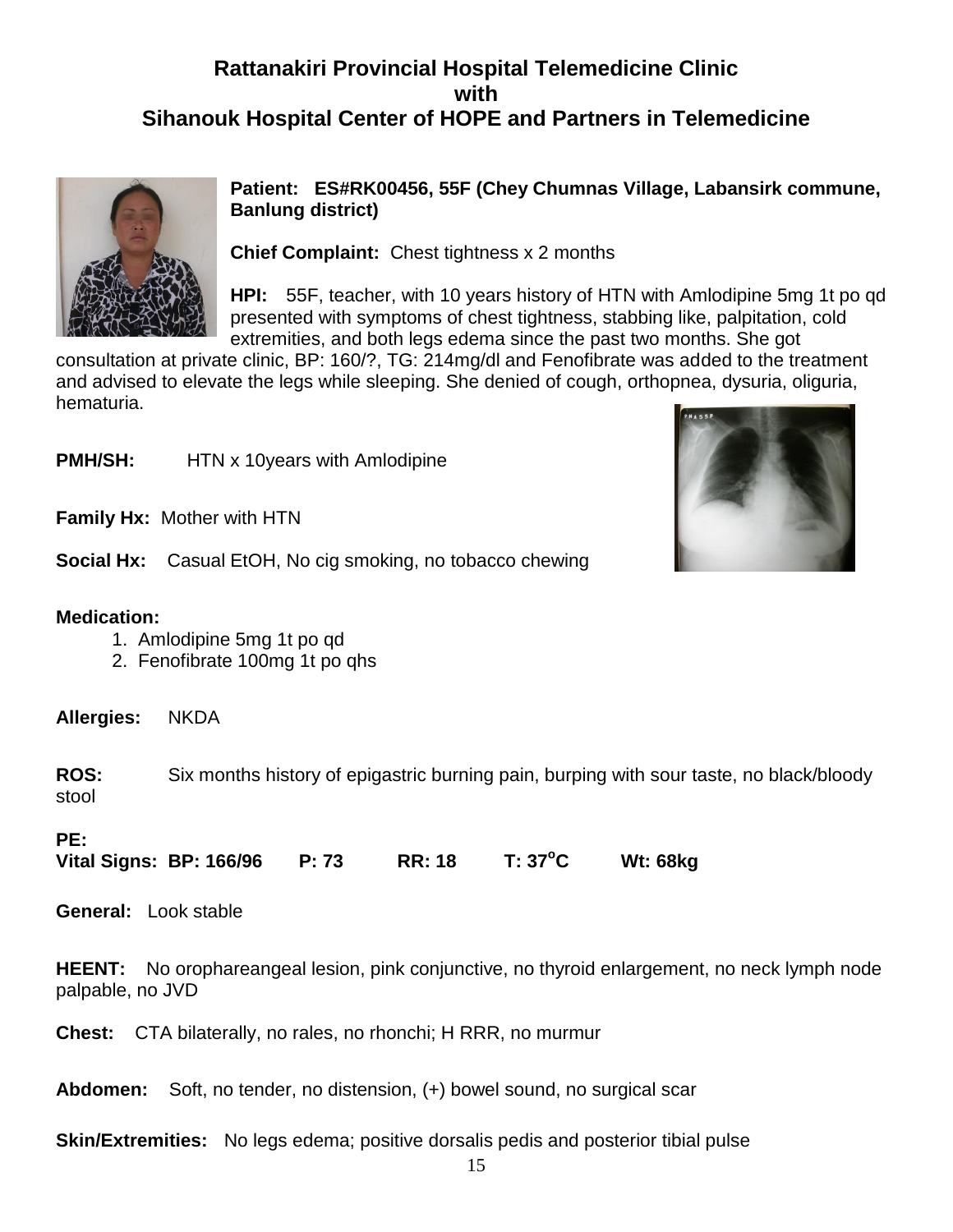# Rattanakiri Provincial Hospital Telemedicine Clinic
# with
# Sihanouk Hospital Center of HOPE and Partners in Telemedicine

**Patient: ES#RK00456, 55F (Chey Chumnas Village, Labansirk commune, Banlung district)**

**Chief Complaint:** Chest tightness x 2 months

**HPI:** 55F, teacher, with 10 years history of HTN with Amlodipine 5mg 1t po qd presented with symptoms of chest tightness, stabbing like, palpitation, cold extremities, and both legs edema since the past two months. She got consultation at private clinic, BP: 160/?, TG: 214mg/dl and Fenofibrate was added to the treatment and advised to elevate the legs while sleeping. She denied of cough, orthopnea, dysuria, oliguria, hematuria.

**PMH/SH:** HTN x 10years with Amlodipine

**Family Hx:** Mother with HTN

**Social Hx:** Casual EtOH, No cig smoking, no tobacco chewing

**Medication:**

1. Amlodipine 5mg 1t po qd
2. Fenofibrate 100mg 1t po qhs

**Allergies:** NKDA

**ROS:** Six months history of epigastric burning pain, burping with sour taste, no black/bloody stool

**PE:**

**Vital Signs: BP: 166/96 P: 73 RR: 18 T: 37$^{o}$C Wt: 68kg**

**General:** Look stable

**HEENT:** No orophareangeal lesion, pink conjunctive, no thyroid enlargement, no neck lymph node palpable, no JVD

**Chest:** CTA bilaterally, no rales, no rhonchi; H RRR, no murmur

**Abdomen:** Soft, no tender, no distension, (+) bowel sound, no surgical scar

**Skin/Extremities:** No legs edema; positive dorsalis pedis and posterior tibial pulse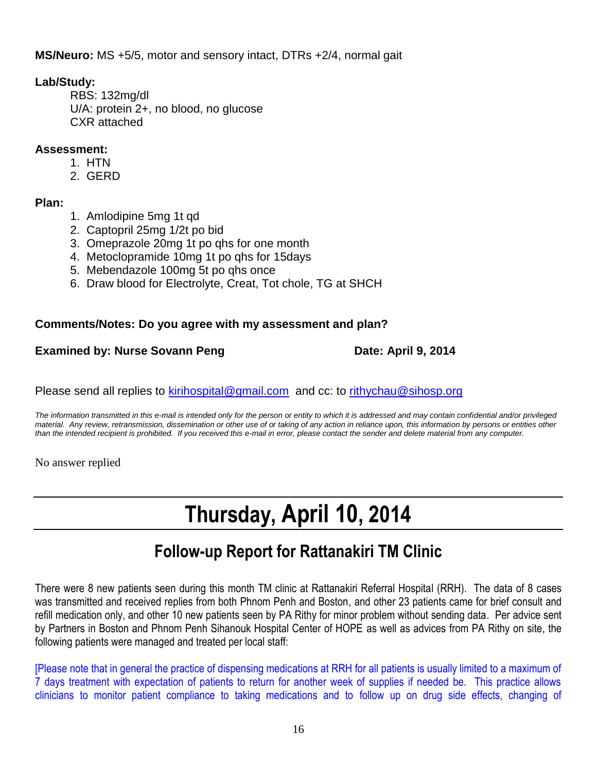**MS/Neuro:** MS +5/5, motor and sensory intact, DTRs +2/4, normal gait

**Lab/Study:**

RBS: 132mg/dl
U/A: protein 2+, no blood, no glucose
CXR attached

**Assessment:**

1. HTN
2. GERD

**Plan:**

1. Amlodipine 5mg 1t qd
2. Captopril 25mg 1/2t po bid
3. Omeprazole 20mg 1t po qhs for one month
4. Metoclopramide 10mg 1t po qhs for 15days
5. Mebendazole 100mg 5t po qhs once
6. Draw blood for Electrolyte, Creat, Tot chole, TG at SHCH

**Comments/Notes: Do you agree with my assessment and plan?**

**Examined by: Nurse Sovann Peng** **Date: April 9, 2014**

Please send all replies to kirihospital@gmail.com and cc: to rithychau@sihosp.org

*The information transmitted in this e-mail is intended only for the person or entity to which it is addressed and may contain confidential and/or privileged material. Any review, retransmission, dissemination or other use of or taking of any action in reliance upon, this information by persons or entities other than the intended recipient is prohibited. If you received this e-mail in error, please contact the sender and delete material from any computer.*

No answer replied

# Thursday, April 10, 2014

## Follow-up Report for Rattanakiri TM Clinic

There were 8 new patients seen during this month TM clinic at Rattanakiri Referral Hospital (RRH). The data of 8 cases was transmitted and received replies from both Phnom Penh and Boston, and other 23 patients came for brief consult and refill medication only, and other 10 new patients seen by PA Rithy for minor problem without sending data. Per advice sent by Partners in Boston and Phnom Penh Sihanouk Hospital Center of HOPE as well as advices from PA Rithy on site, the following patients were managed and treated per local staff:

[Please note that in general the practice of dispensing medications at RRH for all patients is usually limited to a maximum of 7 days treatment with expectation of patients to return for another week of supplies if needed be. This practice allows clinicians to monitor patient compliance to taking medications and to follow up on drug side effects, changing of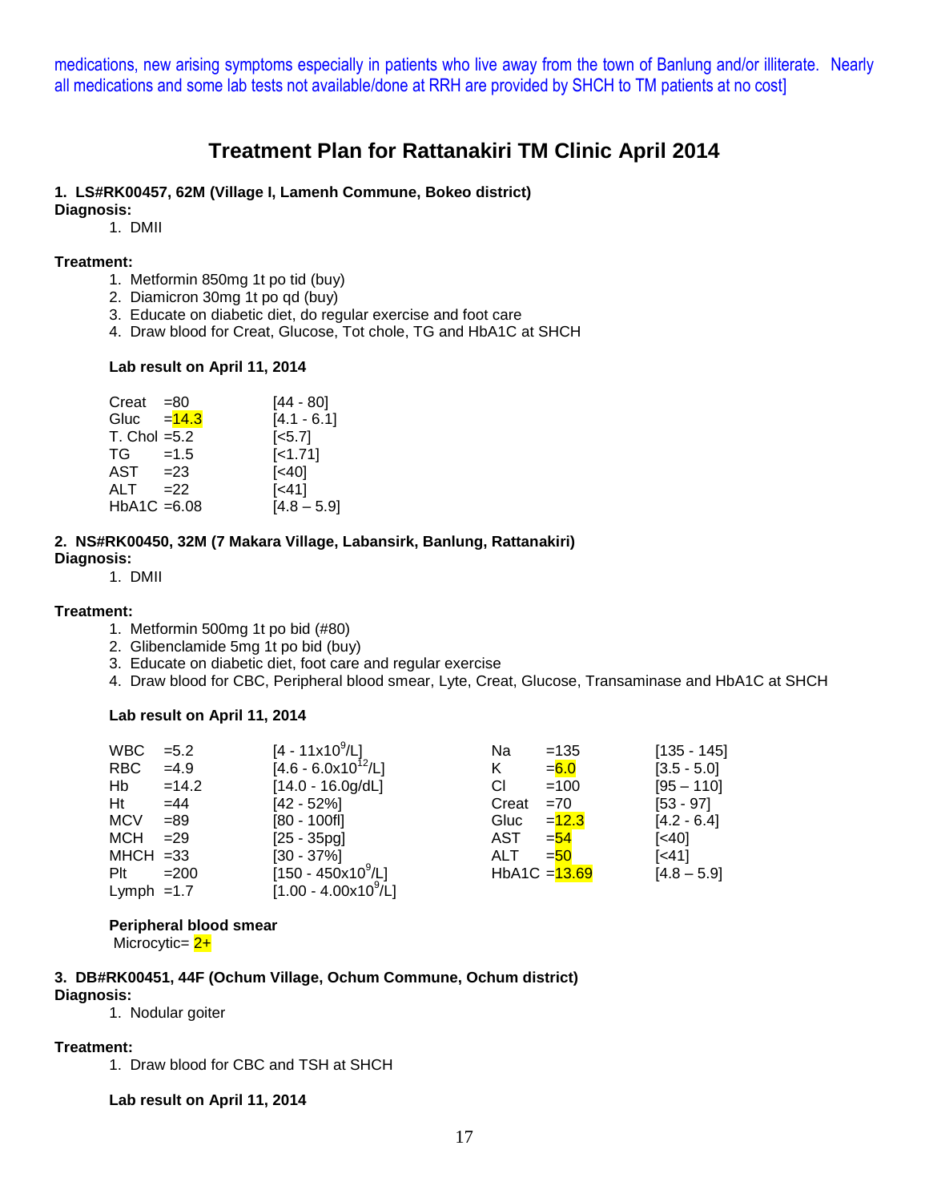medications, new arising symptoms especially in patients who live away from the town of Banlung and/or illiterate. Nearly all medications and some lab tests not available/done at RRH are provided by SHCH to TM patients at no cost]

# Treatment Plan for Rattanakiri TM Clinic April 2014

**1. LS#RK00457, 62M (Village I, Lamenh Commune, Bokeo district)**

**Diagnosis:**

1. DMII

**Treatment:**

1. Metformin 850mg 1t po tid (buy)
2. Diamicron 30mg 1t po qd (buy)
3. Educate on diabetic diet, do regular exercise and foot care
4. Draw blood for Creat, Glucose, Tot chole, TG and HbA1C at SHCH

**Lab result on April 11, 2014**

| Test | Result | Reference |
|---|---|---|
| Creat | =80 | [44 - 80] |
| Gluc | =14.3 | [4.1 - 6.1] |
| T. Chol | =5.2 | [<5.7] |
| TG | =1.5 | [<1.71] |
| AST | =23 | [<40] |
| ALT | =22 | [<41] |
| HbA1C | =6.08 | [4.8 – 5.9] |

**2. NS#RK00450, 32M (7 Makara Village, Labansirk, Banlung, Rattanakiri)**

**Diagnosis:**

1. DMII

**Treatment:**

1. Metformin 500mg 1t po bid (#80)
2. Glibenclamide 5mg 1t po bid (buy)
3. Educate on diabetic diet, foot care and regular exercise
4. Draw blood for CBC, Peripheral blood smear, Lyte, Creat, Glucose, Transaminase and HbA1C at SHCH

**Lab result on April 11, 2014**

| Test | Result | Reference | Test | Result | Reference |
|---|---|---|---|---|---|
| WBC | =5.2 | [4 - 11x$10^9$/L] | Na | =135 | [135 - 145] |
| RBC | =4.9 | [4.6 - 6.0x$10^{12}$/L] | K | =6.0 | [3.5 - 5.0] |
| Hb | =14.2 | [14.0 - 16.0g/dL] | Cl | =100 | [95 – 110] |
| Ht | =44 | [42 - 52%] | Creat | =70 | [53 - 97] |
| MCV | =89 | [80 - 100fl] | Gluc | =12.3 | [4.2 - 6.4] |
| MCH | =29 | [25 - 35pg] | AST | =54 | [<40] |
| MHCH | =33 | [30 - 37%] | ALT | =50 | [<41] |
| Plt | =200 | [150 - 450x$10^9$/L] | HbA1C | =13.69 | [4.8 – 5.9] |
| Lymph | =1.7 | [1.00 - 4.00x$10^9$/L] | | | |

**Peripheral blood smear**

Microcytic= 2+

**3. DB#RK00451, 44F (Ochum Village, Ochum Commune, Ochum district)**

**Diagnosis:**

1. Nodular goiter

**Treatment:**

1. Draw blood for CBC and TSH at SHCH

**Lab result on April 11, 2014**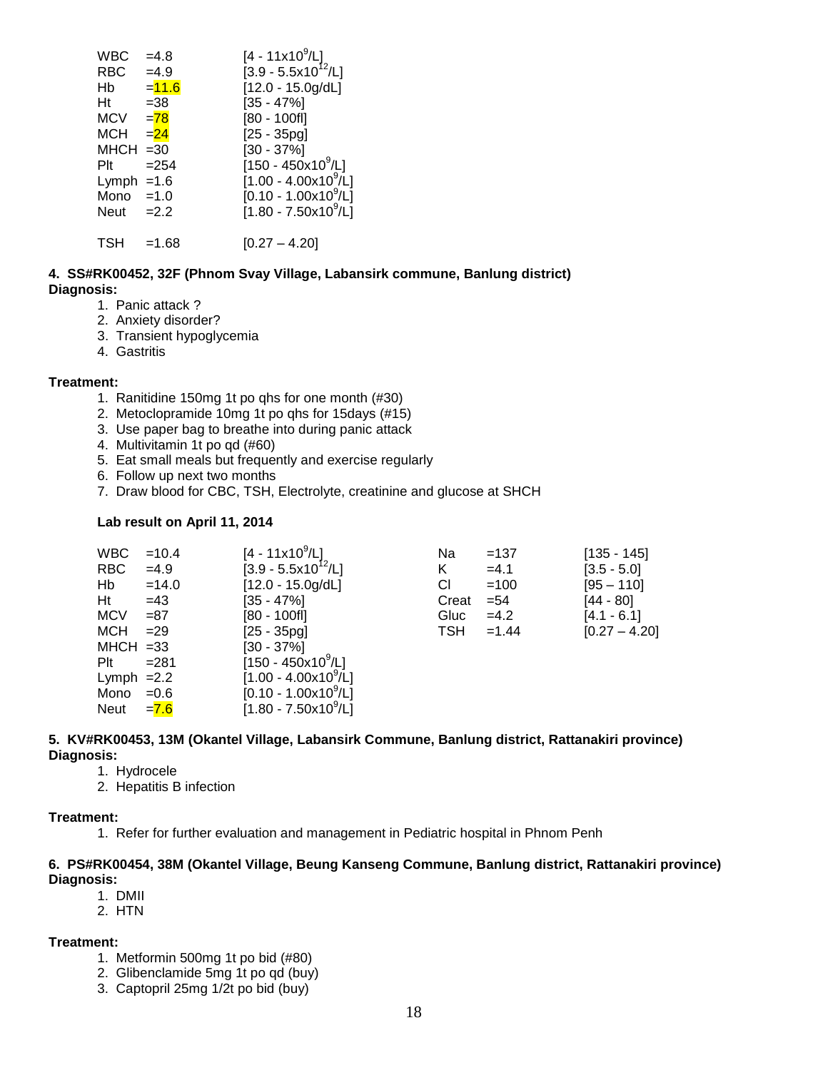| | | |
|---|---|---|
| WBC | =4.8 | [4 - 11x10$^9$/L] |
| RBC | =4.9 | [3.9 - 5.5x10$^{12}$/L] |
| Hb | =11.6 | [12.0 - 15.0g/dL] |
| Ht | =38 | [35 - 47%] |
| MCV | =78 | [80 - 100fl] |
| MCH | =24 | [25 - 35pg] |
| MHCH | =30 | [30 - 37%] |
| Plt | =254 | [150 - 450x10$^9$/L] |
| Lymph | =1.6 | [1.00 - 4.00x10$^9$/L] |
| Mono | =1.0 | [0.10 - 1.00x10$^9$/L] |
| Neut | =2.2 | [1.80 - 7.50x10$^9$/L] |
| | | |
| TSH | =1.68 | [0.27 – 4.20] |

**4. SS#RK00452, 32F (Phnom Svay Village, Labansirk commune, Banlung district)**

**Diagnosis:**

1. Panic attack ?
2. Anxiety disorder?
3. Transient hypoglycemia
4. Gastritis

**Treatment:**

1. Ranitidine 150mg 1t po qhs for one month (#30)
2. Metoclopramide 10mg 1t po qhs for 15days (#15)
3. Use paper bag to breathe into during panic attack
4. Multivitamin 1t po qd (#60)
5. Eat small meals but frequently and exercise regularly
6. Follow up next two months
7. Draw blood for CBC, TSH, Electrolyte, creatinine and glucose at SHCH

**Lab result on April 11, 2014**

| | | | | | |
|---|---|---|---|---|---|
| WBC | =10.4 | [4 - 11x10$^9$/L] | Na | =137 | [135 - 145] |
| RBC | =4.9 | [3.9 - 5.5x10$^{12}$/L] | K | =4.1 | [3.5 - 5.0] |
| Hb | =14.0 | [12.0 - 15.0g/dL] | Cl | =100 | [95 – 110] |
| Ht | =43 | [35 - 47%] | Creat | =54 | [44 - 80] |
| MCV | =87 | [80 - 100fl] | Gluc | =4.2 | [4.1 - 6.1] |
| MCH | =29 | [25 - 35pg] | TSH | =1.44 | [0.27 – 4.20] |
| MHCH | =33 | [30 - 37%] | | | |
| Plt | =281 | [150 - 450x10$^9$/L] | | | |
| Lymph | =2.2 | [1.00 - 4.00x10$^9$/L] | | | |
| Mono | =0.6 | [0.10 - 1.00x10$^9$/L] | | | |
| Neut | =7.6 | [1.80 - 7.50x10$^9$/L] | | | |

**5. KV#RK00453, 13M (Okantel Village, Labansirk Commune, Banlung district, Rattanakiri province)**

**Diagnosis:**

1. Hydrocele
2. Hepatitis B infection

**Treatment:**

1. Refer for further evaluation and management in Pediatric hospital in Phnom Penh

**6. PS#RK00454, 38M (Okantel Village, Beung Kanseng Commune, Banlung district, Rattanakiri province)**

**Diagnosis:**

1. DMII
2. HTN

**Treatment:**

1. Metformin 500mg 1t po bid (#80)
2. Glibenclamide 5mg 1t po qd (buy)
3. Captopril 25mg 1/2t po bid (buy)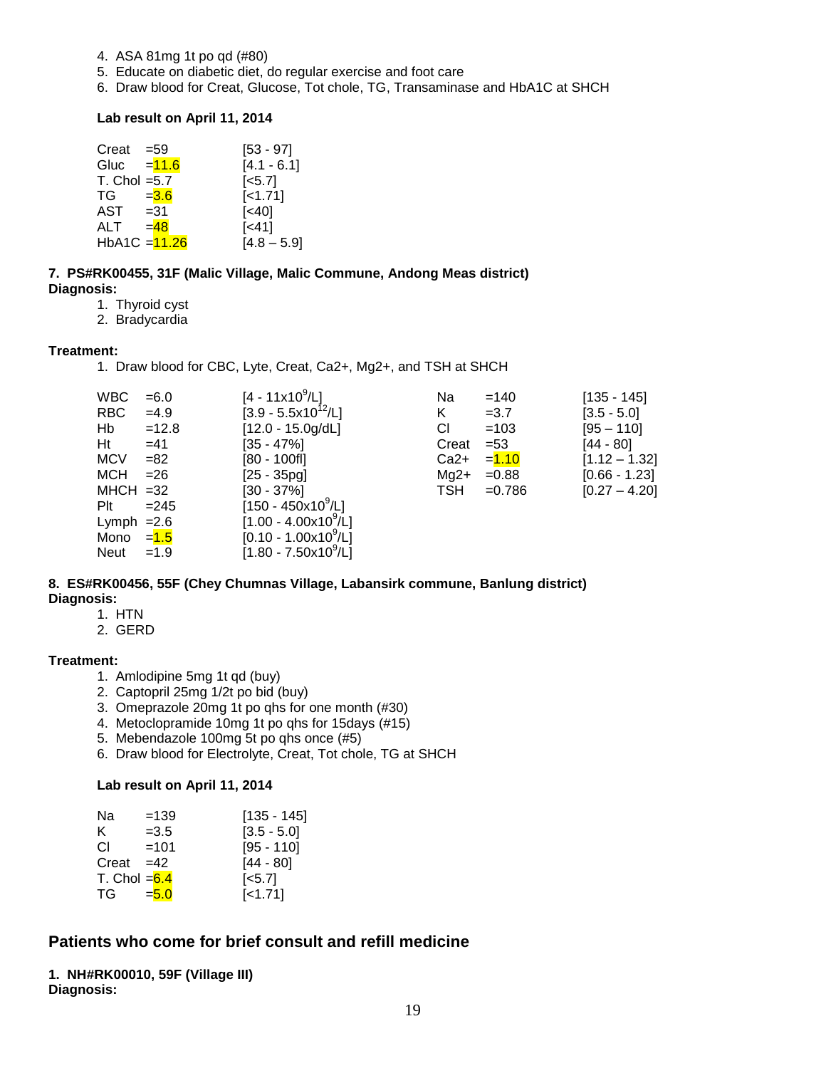4. ASA 81mg 1t po qd (#80)
5. Educate on diabetic diet, do regular exercise and foot care
6. Draw blood for Creat, Glucose, Tot chole, TG, Transaminase and HbA1C at SHCH

**Lab result on April 11, 2014**

| | | |
|---|---|---|
| Creat | =59 | [53 - 97] |
| Gluc | =11.6 | [4.1 - 6.1] |
| T. Chol | =5.7 | [<5.7] |
| TG | =3.6 | [<1.71] |
| AST | =31 | [<40] |
| ALT | =48 | [<41] |
| HbA1C | =11.26 | [4.8 – 5.9] |

**7. PS#RK00455, 31F (Malic Village, Malic Commune, Andong Meas district)**
**Diagnosis:**

1. Thyroid cyst
2. Bradycardia

**Treatment:**

1. Draw blood for CBC, Lyte, Creat, Ca2+, Mg2+, and TSH at SHCH

| | | | | | |
|---|---|---|---|---|---|
| WBC | =6.0 | [4 - $11x10^9$/L] | Na | =140 | [135 - 145] |
| RBC | =4.9 | [3.9 - $5.5x10^{12}$/L] | K | =3.7 | [3.5 - 5.0] |
| Hb | =12.8 | [12.0 - 15.0g/dL] | Cl | =103 | [95 – 110] |
| Ht | =41 | [35 - 47%] | Creat | =53 | [44 - 80] |
| MCV | =82 | [80 - 100fl] | Ca2+ | =1.10 | [1.12 – 1.32] |
| MCH | =26 | [25 - 35pg] | Mg2+ | =0.88 | [0.66 - 1.23] |
| MHCH | =32 | [30 - 37%] | TSH | =0.786 | [0.27 – 4.20] |
| Plt | =245 | [150 - $450x10^9$/L] | | | |
| Lymph | =2.6 | [1.00 - $4.00x10^9$/L] | | | |
| Mono | =1.5 | [0.10 - $1.00x10^9$/L] | | | |
| Neut | =1.9 | [1.80 - $7.50x10^9$/L] | | | |

**8. ES#RK00456, 55F (Chey Chumnas Village, Labansirk commune, Banlung district)**
**Diagnosis:**

1. HTN
2. GERD

**Treatment:**

1. Amlodipine 5mg 1t qd (buy)
2. Captopril 25mg 1/2t po bid (buy)
3. Omeprazole 20mg 1t po qhs for one month (#30)
4. Metoclopramide 10mg 1t po qhs for 15days (#15)
5. Mebendazole 100mg 5t po qhs once (#5)
6. Draw blood for Electrolyte, Creat, Tot chole, TG at SHCH

**Lab result on April 11, 2014**

| | | |
|---|---|---|
| Na | =139 | [135 - 145] |
| K | =3.5 | [3.5 - 5.0] |
| Cl | =101 | [95 - 110] |
| Creat | =42 | [44 - 80] |
| T. Chol | =6.4 | [<5.7] |
| TG | =5.0 | [<1.71] |

## Patients who come for brief consult and refill medicine

**1. NH#RK00010, 59F (Village III)**
**Diagnosis:**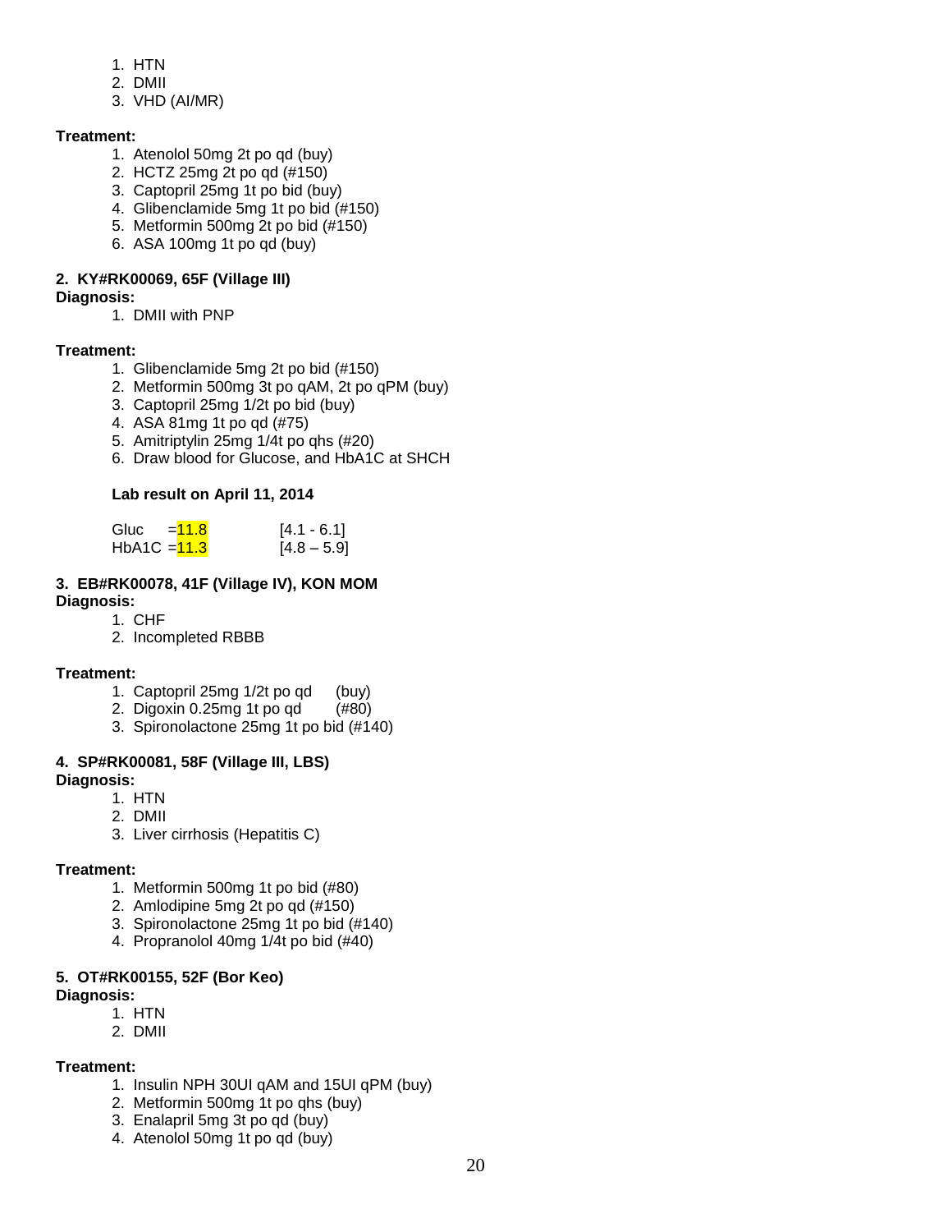1. HTN
2. DMII
3. VHD (AI/MR)

**Treatment:**

1. Atenolol 50mg 2t po qd (buy)
2. HCTZ 25mg 2t po qd (#150)
3. Captopril 25mg 1t po bid (buy)
4. Glibenclamide 5mg 1t po bid (#150)
5. Metformin 500mg 2t po bid (#150)
6. ASA 100mg 1t po qd (buy)

**2. KY#RK00069, 65F (Village III)**

**Diagnosis:**

1. DMII with PNP

**Treatment:**

1. Glibenclamide 5mg 2t po bid (#150)
2. Metformin 500mg 3t po qAM, 2t po qPM (buy)
3. Captopril 25mg 1/2t po bid (buy)
4. ASA 81mg 1t po qd (#75)
5. Amitriptylin 25mg 1/4t po qhs (#20)
6. Draw blood for Glucose, and HbA1C at SHCH

**Lab result on April 11, 2014**

| | | |
|---|---|---|
| Gluc | =11.8 | [4.1 - 6.1] |
| HbA1C | =11.3 | [4.8 – 5.9] |

**3. EB#RK00078, 41F (Village IV), KON MOM**

**Diagnosis:**

1. CHF
2. Incompleted RBBB

**Treatment:**

1. Captopril 25mg 1/2t po qd (buy)
2. Digoxin 0.25mg 1t po qd (#80)
3. Spironolactone 25mg 1t po bid (#140)

**4. SP#RK00081, 58F (Village III, LBS)**

**Diagnosis:**

1. HTN
2. DMII
3. Liver cirrhosis (Hepatitis C)

**Treatment:**

1. Metformin 500mg 1t po bid (#80)
2. Amlodipine 5mg 2t po qd (#150)
3. Spironolactone 25mg 1t po bid (#140)
4. Propranolol 40mg 1/4t po bid (#40)

**5. OT#RK00155, 52F (Bor Keo)**

**Diagnosis:**

1. HTN
2. DMII

**Treatment:**

1. Insulin NPH 30UI qAM and 15UI qPM (buy)
2. Metformin 500mg 1t po qhs (buy)
3. Enalapril 5mg 3t po qd (buy)
4. Atenolol 50mg 1t po qd (buy)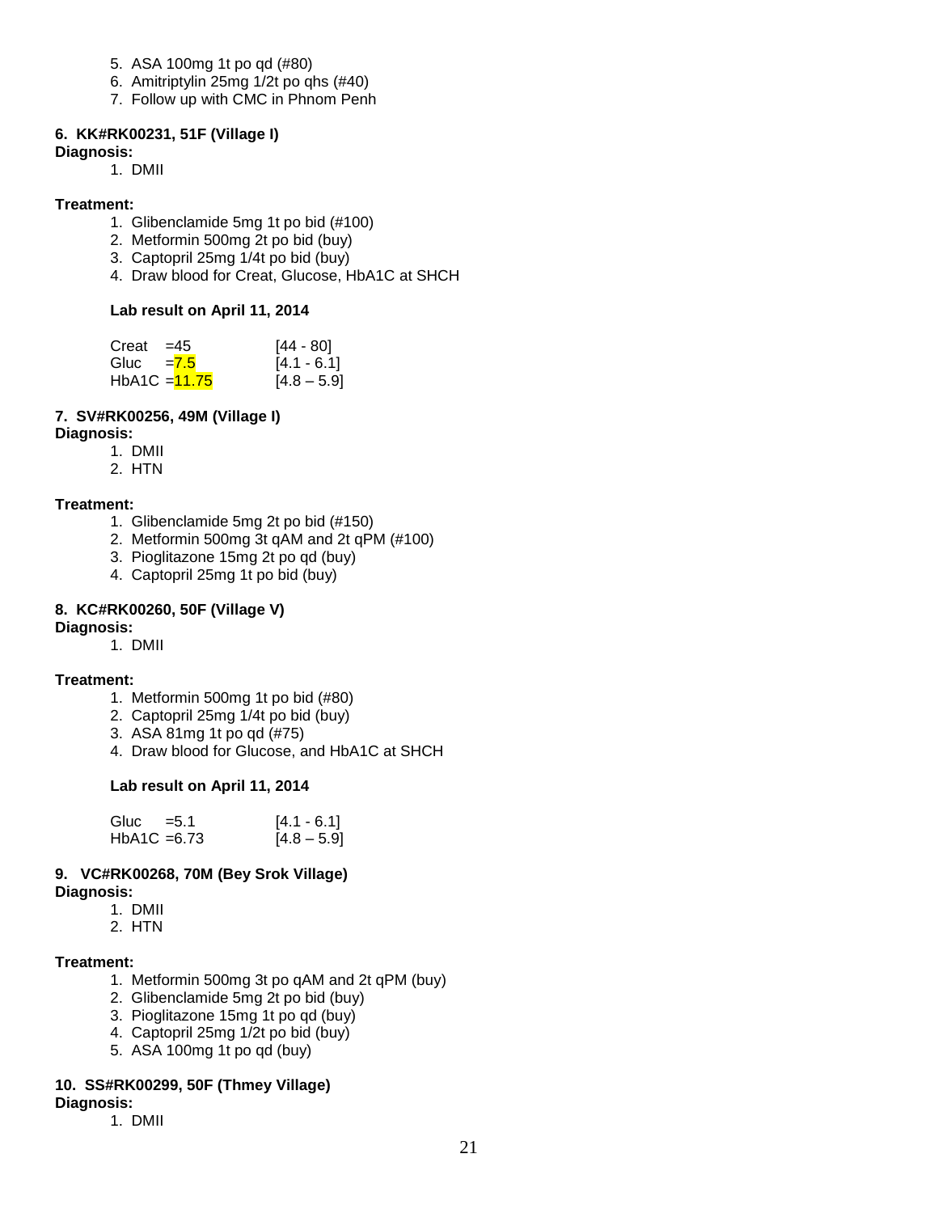5. ASA 100mg 1t po qd (#80)
6. Amitriptylin 25mg 1/2t po qhs (#40)
7. Follow up with CMC in Phnom Penh

**6. KK#RK00231, 51F (Village I)**

**Diagnosis:**

1. DMII

**Treatment:**

1. Glibenclamide 5mg 1t po bid (#100)
2. Metformin 500mg 2t po bid (buy)
3. Captopril 25mg 1/4t po bid (buy)
4. Draw blood for Creat, Glucose, HbA1C at SHCH

**Lab result on April 11, 2014**

| Test | Result | Range |
|---|---|---|
| Creat | =45 | [44 - 80] |
| Gluc | =7.5 | [4.1 - 6.1] |
| HbA1C | =11.75 | [4.8 – 5.9] |

**7. SV#RK00256, 49M (Village I)**

**Diagnosis:**

1. DMII
2. HTN

**Treatment:**

1. Glibenclamide 5mg 2t po bid (#150)
2. Metformin 500mg 3t qAM and 2t qPM (#100)
3. Pioglitazone 15mg 2t po qd (buy)
4. Captopril 25mg 1t po bid (buy)

**8. KC#RK00260, 50F (Village V)**

**Diagnosis:**

1. DMII

**Treatment:**

1. Metformin 500mg 1t po bid (#80)
2. Captopril 25mg 1/4t po bid (buy)
3. ASA 81mg 1t po qd (#75)
4. Draw blood for Glucose, and HbA1C at SHCH

**Lab result on April 11, 2014**

| Test | Result | Range |
|---|---|---|
| Gluc | =5.1 | [4.1 - 6.1] |
| HbA1C | =6.73 | [4.8 – 5.9] |

**9. VC#RK00268, 70M (Bey Srok Village)**

**Diagnosis:**

1. DMII
2. HTN

**Treatment:**

1. Metformin 500mg 3t po qAM and 2t qPM (buy)
2. Glibenclamide 5mg 2t po bid (buy)
3. Pioglitazone 15mg 1t po qd (buy)
4. Captopril 25mg 1/2t po bid (buy)
5. ASA 100mg 1t po qd (buy)

**10. SS#RK00299, 50F (Thmey Village)**

**Diagnosis:**

1. DMII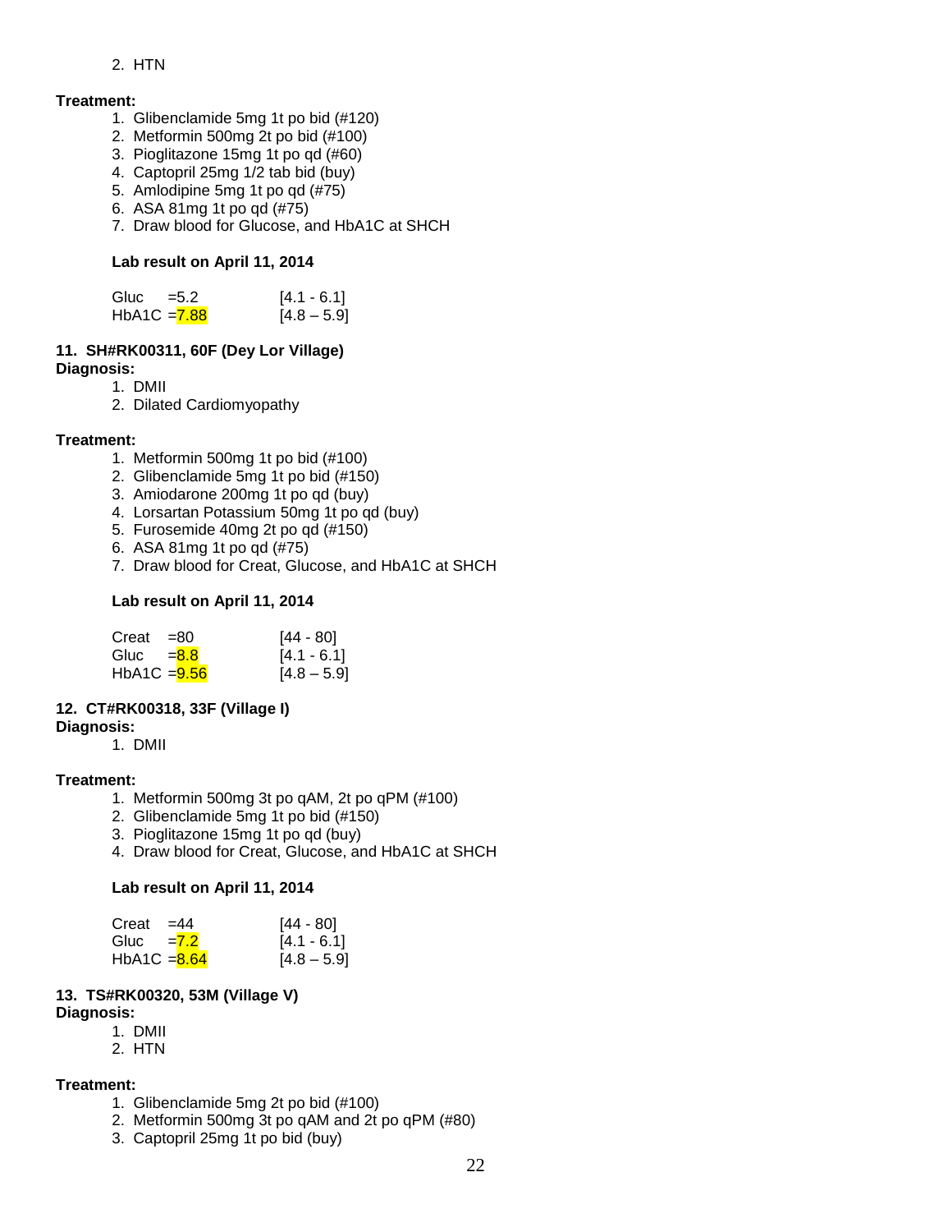2. HTN

**Treatment:**

1. Glibenclamide 5mg 1t po bid (#120)
2. Metformin 500mg 2t po bid (#100)
3. Pioglitazone 15mg 1t po qd (#60)
4. Captopril 25mg 1/2 tab bid (buy)
5. Amlodipine 5mg 1t po qd (#75)
6. ASA 81mg 1t po qd (#75)
7. Draw blood for Glucose, and HbA1C at SHCH

**Lab result on April 11, 2014**

| | | |
|---|---|---|
| Gluc | =5.2 | [4.1 - 6.1] |
| HbA1C | =7.88 | [4.8 – 5.9] |

**11. SH#RK00311, 60F (Dey Lor Village)**

**Diagnosis:**

1. DMII
2. Dilated Cardiomyopathy

**Treatment:**

1. Metformin 500mg 1t po bid (#100)
2. Glibenclamide 5mg 1t po bid (#150)
3. Amiodarone 200mg 1t po qd (buy)
4. Lorsartan Potassium 50mg 1t po qd (buy)
5. Furosemide 40mg 2t po qd (#150)
6. ASA 81mg 1t po qd (#75)
7. Draw blood for Creat, Glucose, and HbA1C at SHCH

**Lab result on April 11, 2014**

| | | |
|---|---|---|
| Creat | =80 | [44 - 80] |
| Gluc | =8.8 | [4.1 - 6.1] |
| HbA1C | =9.56 | [4.8 – 5.9] |

**12. CT#RK00318, 33F (Village I)**

**Diagnosis:**

1. DMII

**Treatment:**

1. Metformin 500mg 3t po qAM, 2t po qPM (#100)
2. Glibenclamide 5mg 1t po bid (#150)
3. Pioglitazone 15mg 1t po qd (buy)
4. Draw blood for Creat, Glucose, and HbA1C at SHCH

**Lab result on April 11, 2014**

| | | |
|---|---|---|
| Creat | =44 | [44 - 80] |
| Gluc | =7.2 | [4.1 - 6.1] |
| HbA1C | =8.64 | [4.8 – 5.9] |

**13. TS#RK00320, 53M (Village V)**

**Diagnosis:**

1. DMII
2. HTN

**Treatment:**

1. Glibenclamide 5mg 2t po bid (#100)
2. Metformin 500mg 3t po qAM and 2t po qPM (#80)
3. Captopril 25mg 1t po bid (buy)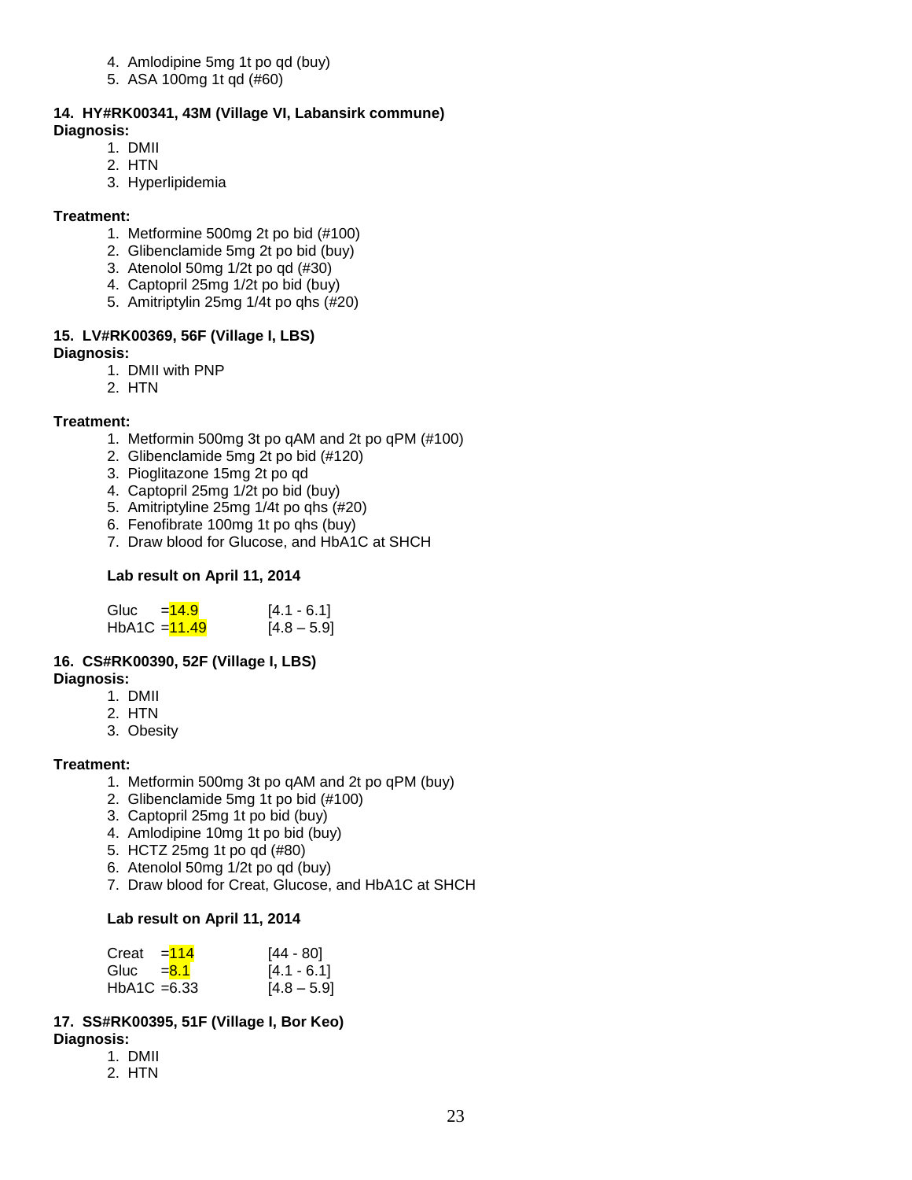4. Amlodipine 5mg 1t po qd (buy)
5. ASA 100mg 1t qd (#60)

**14. HY#RK00341, 43M (Village VI, Labansirk commune)**
**Diagnosis:**
1. DMII
2. HTN
3. Hyperlipidemia

**Treatment:**
1. Metformine 500mg 2t po bid (#100)
2. Glibenclamide 5mg 2t po bid (buy)
3. Atenolol 50mg 1/2t po qd (#30)
4. Captopril 25mg 1/2t po bid (buy)
5. Amitriptylin 25mg 1/4t po qhs (#20)

**15. LV#RK00369, 56F (Village I, LBS)**
**Diagnosis:**
1. DMII with PNP
2. HTN

**Treatment:**
1. Metformin 500mg 3t po qAM and 2t po qPM (#100)
2. Glibenclamide 5mg 2t po bid (#120)
3. Pioglitazone 15mg 2t po qd
4. Captopril 25mg 1/2t po bid (buy)
5. Amitriptyline 25mg 1/4t po qhs (#20)
6. Fenofibrate 100mg 1t po qhs (buy)
7. Draw blood for Glucose, and HbA1C at SHCH

**Lab result on April 11, 2014**

| | | |
|---|---|---|
| Gluc | =14.9 | [4.1 - 6.1] |
| HbA1C | =11.49 | [4.8 – 5.9] |

**16. CS#RK00390, 52F (Village I, LBS)**
**Diagnosis:**
1. DMII
2. HTN
3. Obesity

**Treatment:**
1. Metformin 500mg 3t po qAM and 2t po qPM (buy)
2. Glibenclamide 5mg 1t po bid (#100)
3. Captopril 25mg 1t po bid (buy)
4. Amlodipine 10mg 1t po bid (buy)
5. HCTZ 25mg 1t po qd (#80)
6. Atenolol 50mg 1/2t po qd (buy)
7. Draw blood for Creat, Glucose, and HbA1C at SHCH

**Lab result on April 11, 2014**

| | | |
|---|---|---|
| Creat | =114 | [44 - 80] |
| Gluc | =8.1 | [4.1 - 6.1] |
| HbA1C | =6.33 | [4.8 – 5.9] |

**17. SS#RK00395, 51F (Village I, Bor Keo)**
**Diagnosis:**
1. DMII
2. HTN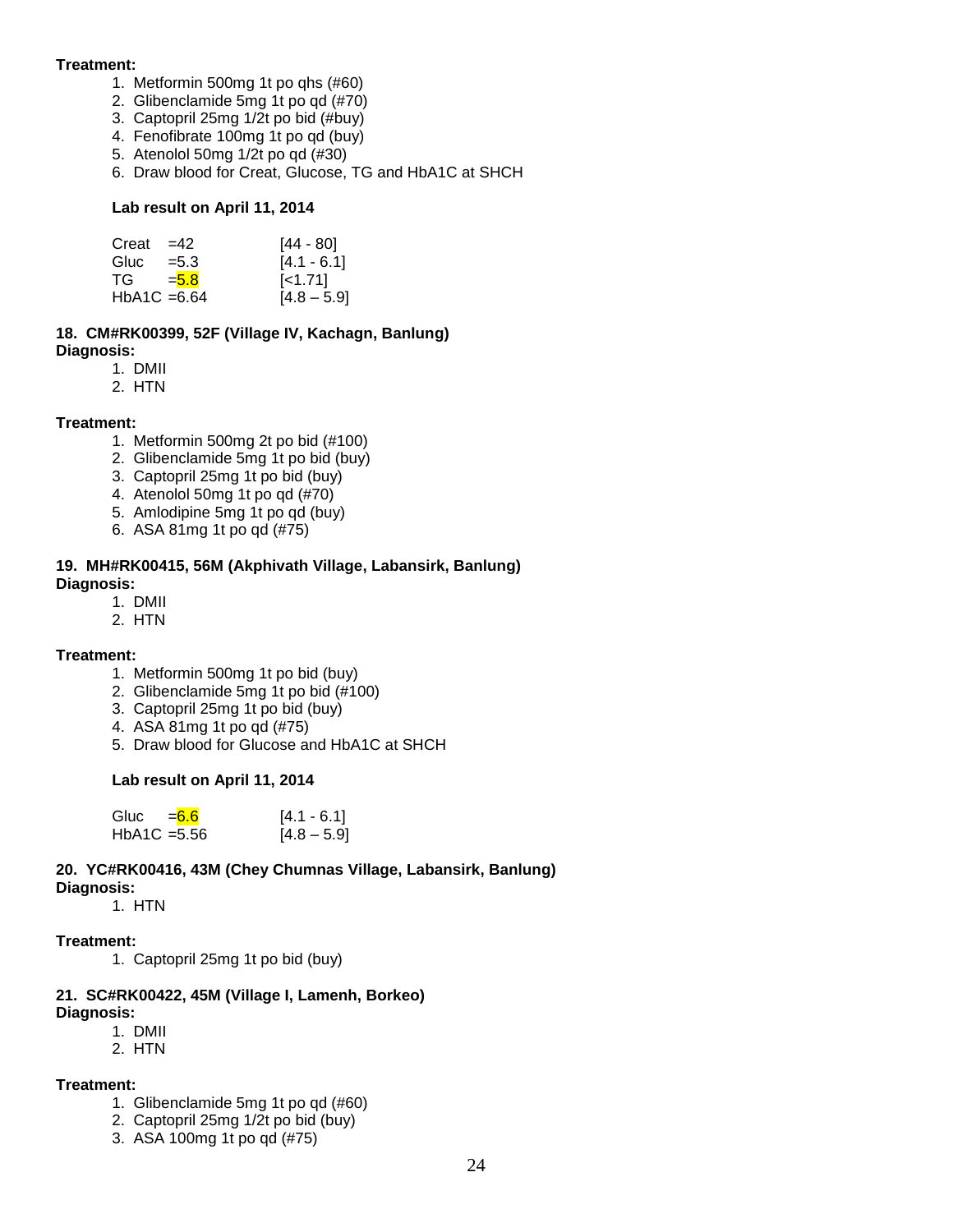**Treatment:**

1. Metformin 500mg 1t po qhs (#60)
2. Glibenclamide 5mg 1t po qd (#70)
3. Captopril 25mg 1/2t po bid (#buy)
4. Fenofibrate 100mg 1t po qd (buy)
5. Atenolol 50mg 1/2t po qd (#30)
6. Draw blood for Creat, Glucose, TG and HbA1C at SHCH

**Lab result on April 11, 2014**

| | | |
|---|---|---|
| Creat | =42 | [44 - 80] |
| Gluc | =5.3 | [4.1 - 6.1] |
| TG | =5.8 | [<1.71] |
| HbA1C | =6.64 | [4.8 – 5.9] |

**18. CM#RK00399, 52F (Village IV, Kachagn, Banlung)**

**Diagnosis:**

1. DMII
2. HTN

**Treatment:**

1. Metformin 500mg 2t po bid (#100)
2. Glibenclamide 5mg 1t po bid (buy)
3. Captopril 25mg 1t po bid (buy)
4. Atenolol 50mg 1t po qd (#70)
5. Amlodipine 5mg 1t po qd (buy)
6. ASA 81mg 1t po qd (#75)

**19. MH#RK00415, 56M (Akphivath Village, Labansirk, Banlung)**

**Diagnosis:**

1. DMII
2. HTN

**Treatment:**

1. Metformin 500mg 1t po bid (buy)
2. Glibenclamide 5mg 1t po bid (#100)
3. Captopril 25mg 1t po bid (buy)
4. ASA 81mg 1t po qd (#75)
5. Draw blood for Glucose and HbA1C at SHCH

**Lab result on April 11, 2014**

| | | |
|---|---|---|
| Gluc | =6.6 | [4.1 - 6.1] |
| HbA1C | =5.56 | [4.8 – 5.9] |

**20. YC#RK00416, 43M (Chey Chumnas Village, Labansirk, Banlung)**

**Diagnosis:**

1. HTN

**Treatment:**

1. Captopril 25mg 1t po bid (buy)

**21. SC#RK00422, 45M (Village I, Lamenh, Borkeo)**

**Diagnosis:**

1. DMII
2. HTN

**Treatment:**

1. Glibenclamide 5mg 1t po qd (#60)
2. Captopril 25mg 1/2t po bid (buy)
3. ASA 100mg 1t po qd (#75)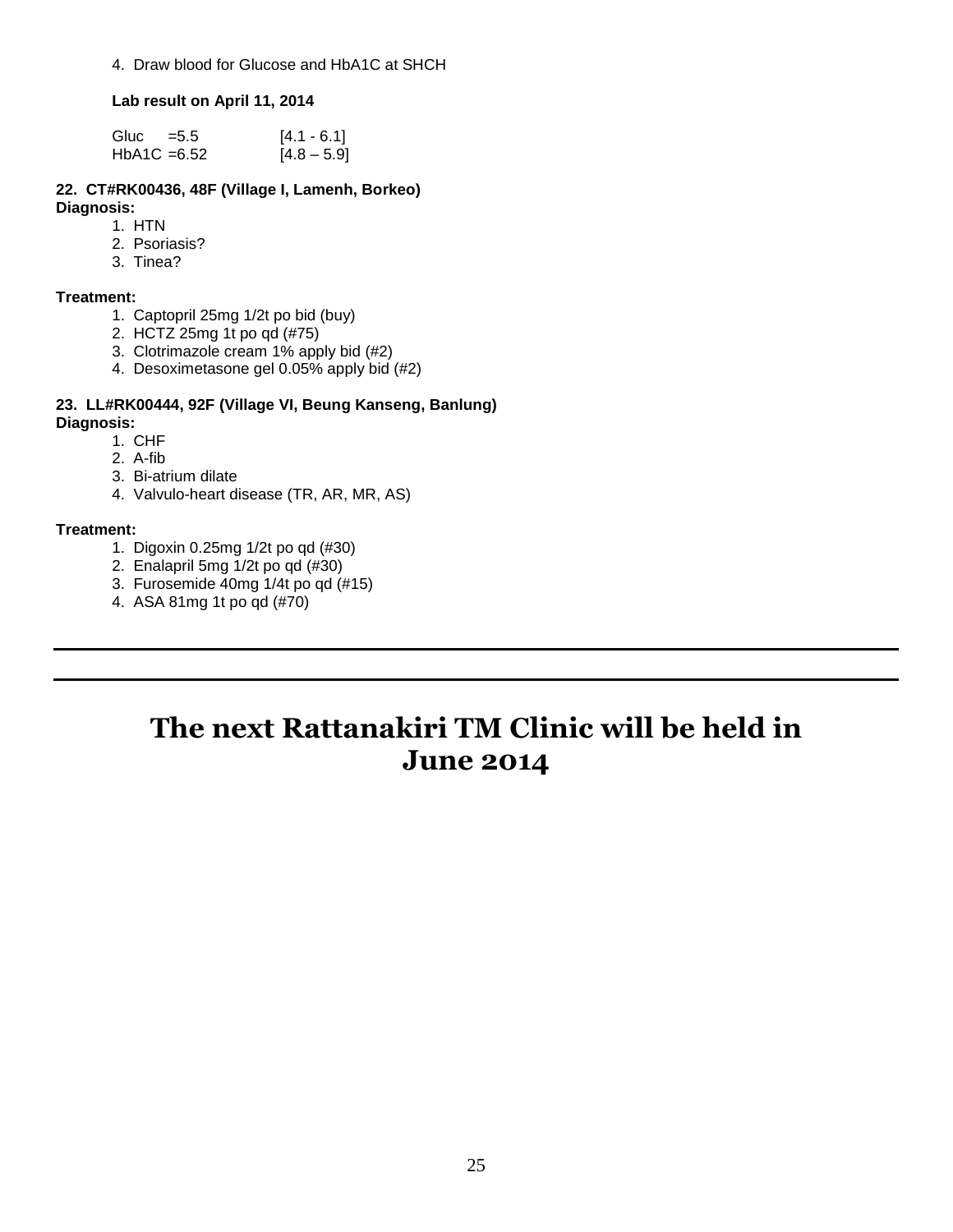4. Draw blood for Glucose and HbA1C at SHCH

**Lab result on April 11, 2014**

| | | |
|---|---|---|
| Gluc | =5.5 | [4.1 - 6.1] |
| HbA1C | =6.52 | [4.8 – 5.9] |

**22. CT#RK00436, 48F (Village I, Lamenh, Borkeo)**

**Diagnosis:**

1. HTN
2. Psoriasis?
3. Tinea?

**Treatment:**

1. Captopril 25mg 1/2t po bid (buy)
2. HCTZ 25mg 1t po qd (#75)
3. Clotrimazole cream 1% apply bid (#2)
4. Desoximetasone gel 0.05% apply bid (#2)

**23. LL#RK00444, 92F (Village VI, Beung Kanseng, Banlung)**

**Diagnosis:**

1. CHF
2. A-fib
3. Bi-atrium dilate
4. Valvulo-heart disease (TR, AR, MR, AS)

**Treatment:**

1. Digoxin 0.25mg 1/2t po qd (#30)
2. Enalapril 5mg 1/2t po qd (#30)
3. Furosemide 40mg 1/4t po qd (#15)
4. ASA 81mg 1t po qd (#70)

---

# The next Rattanakiri TM Clinic will be held in June 2014